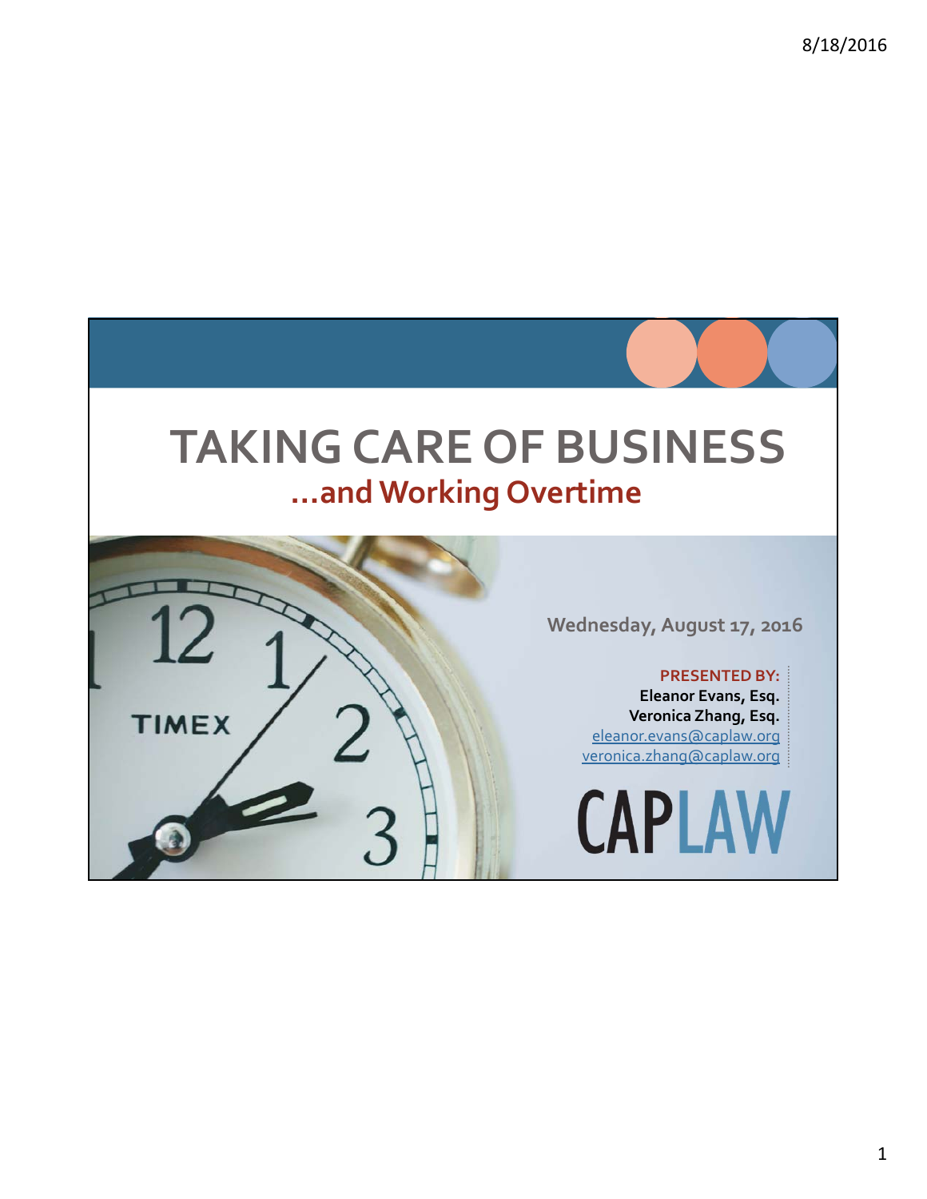# TAKING CARE OF BUSINESS

## …and Working Overtime

Wednesday, August 17, 2016

**PRESENTED BY:**

**Eleanor Evans, Esq.**

**Veronica Zhang, Esq.**

eleanor.evans@caplaw.org

veronica.zhang@caplaw.org

CAPLAW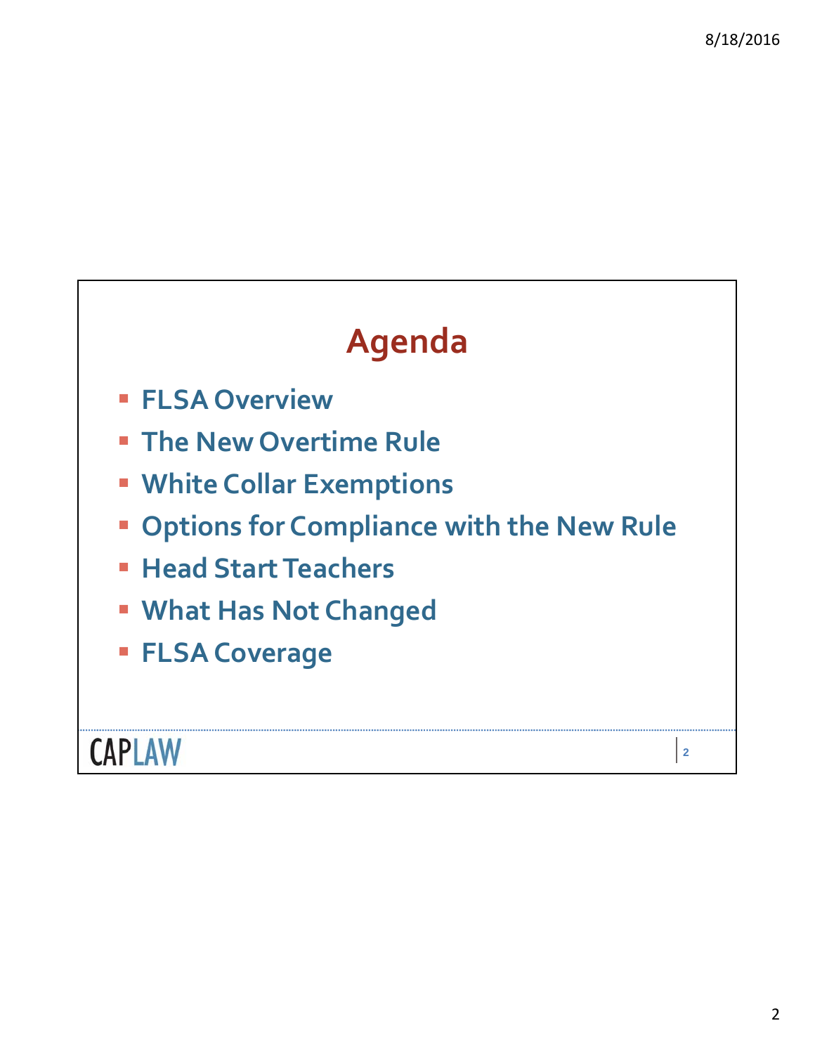# Agenda

- FLSA Overview
- The New Overtime Rule
- White Collar Exemptions
- Options for Compliance with the New Rule
- Head Start Teachers
- What Has Not Changed
- FLSA Coverage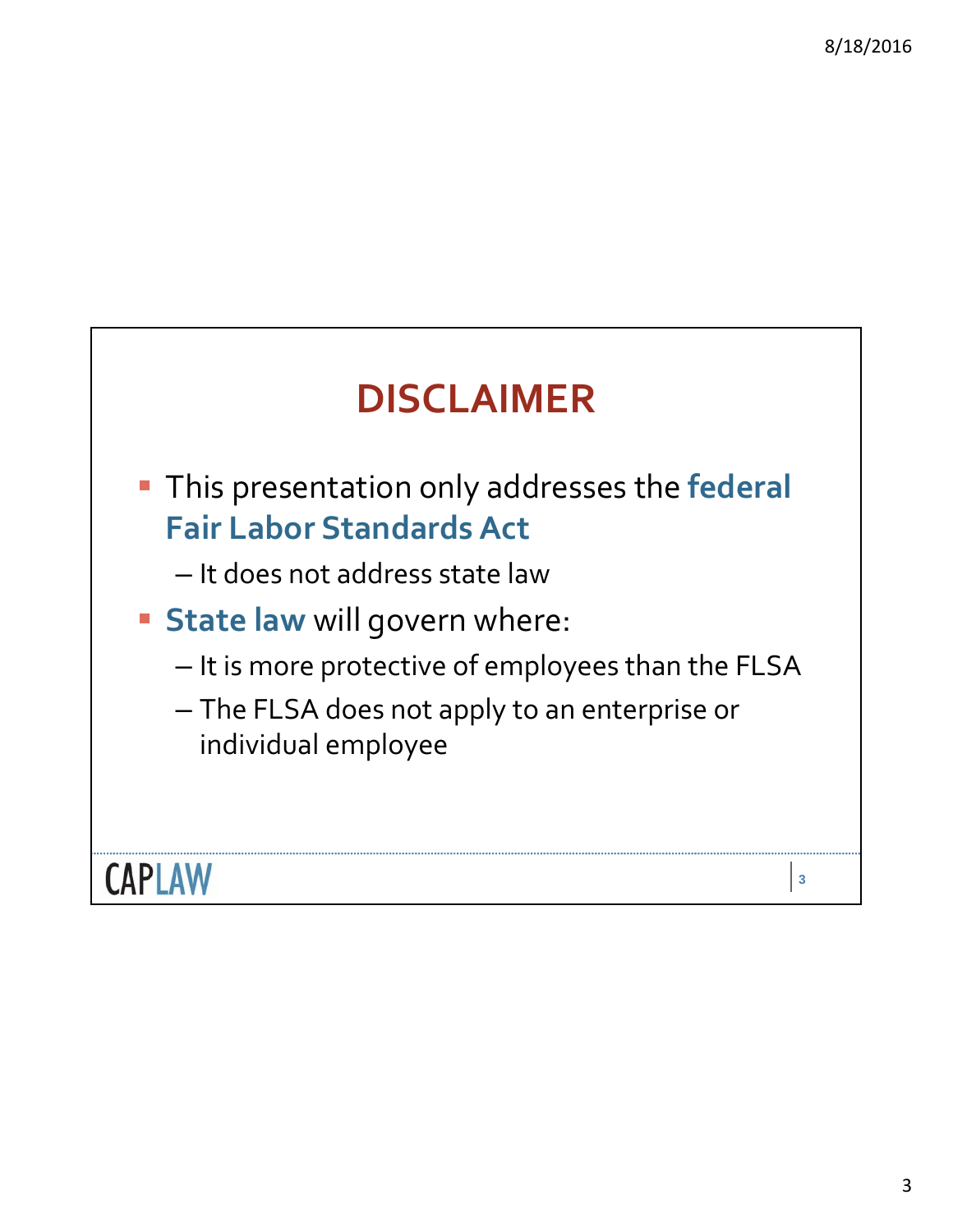# DISCLAIMER

- This presentation only addresses the **federal Fair Labor Standards Act**
  - It does not address state law
- **State law** will govern where:
  - It is more protective of employees than the FLSA
  - The FLSA does not apply to an enterprise or individual employee

CAPLAW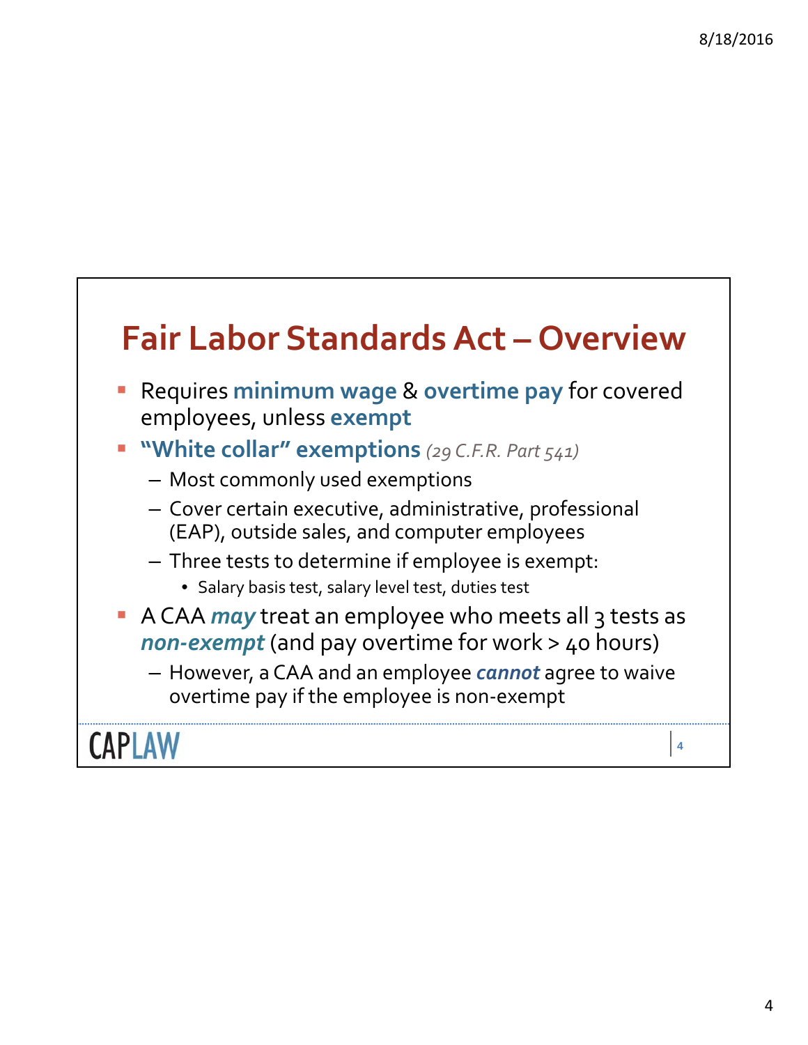## Fair Labor Standards Act – Overview

- Requires **minimum wage** & **overtime pay** for covered employees, unless **exempt**
- **"White collar" exemptions** *(29 C.F.R. Part 541)*
  - Most commonly used exemptions
  - Cover certain executive, administrative, professional (EAP), outside sales, and computer employees
  - Three tests to determine if employee is exempt:
    - Salary basis test, salary level test, duties test
- A CAA ***may*** treat an employee who meets all 3 tests as ***non-exempt*** (and pay overtime for work > 40 hours)
  - However, a CAA and an employee ***cannot*** agree to waive overtime pay if the employee is non-exempt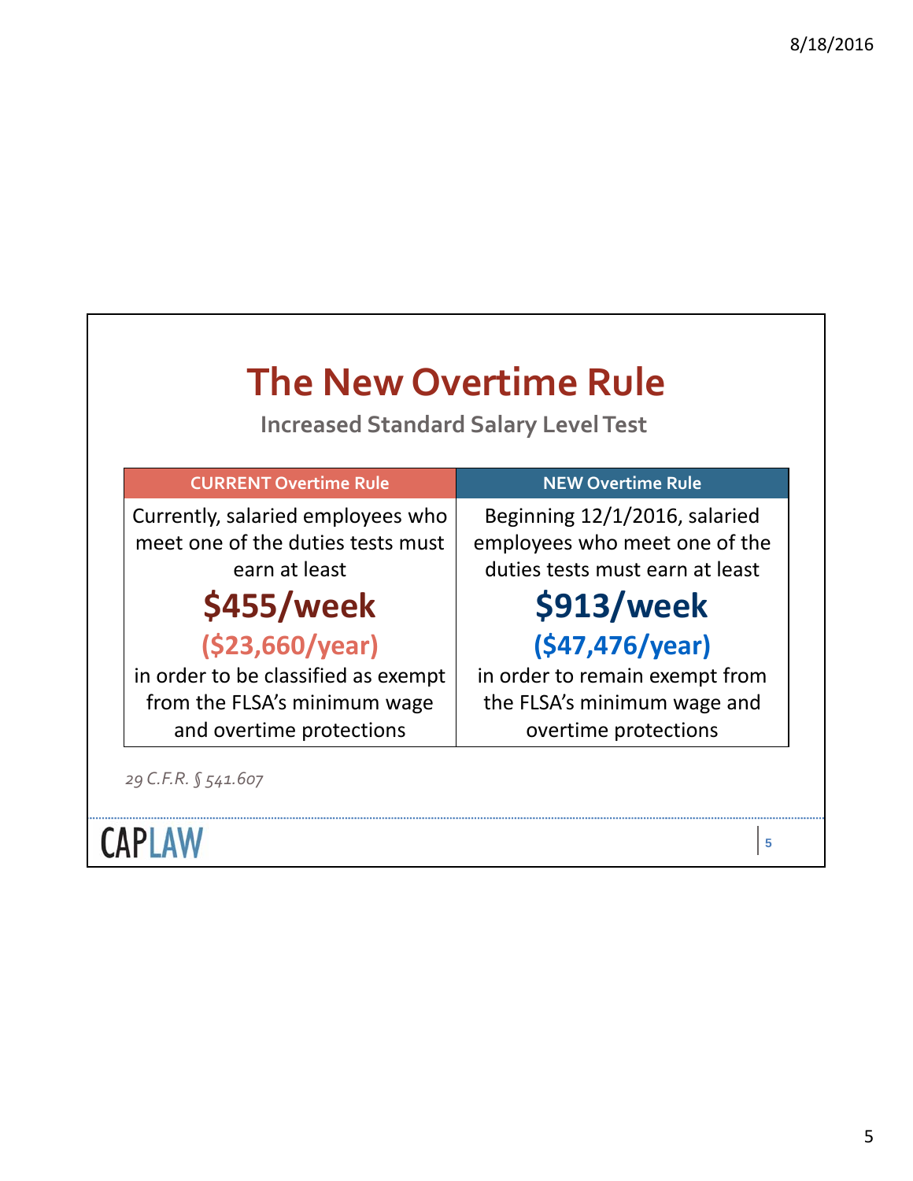# The New Overtime Rule

## Increased Standard Salary Level Test

| CURRENT Overtime Rule | NEW Overtime Rule |
| --- | --- |
| Currently, salaried employees who meet one of the duties tests must earn at least **$455/week** **($23,660/year)** in order to be classified as exempt from the FLSA's minimum wage and overtime protections | Beginning 12/1/2016, salaried employees who meet one of the duties tests must earn at least **$913/week** **($47,476/year)** in order to remain exempt from the FLSA's minimum wage and overtime protections |

*29 C.F.R. § 541.607*

CAPLAW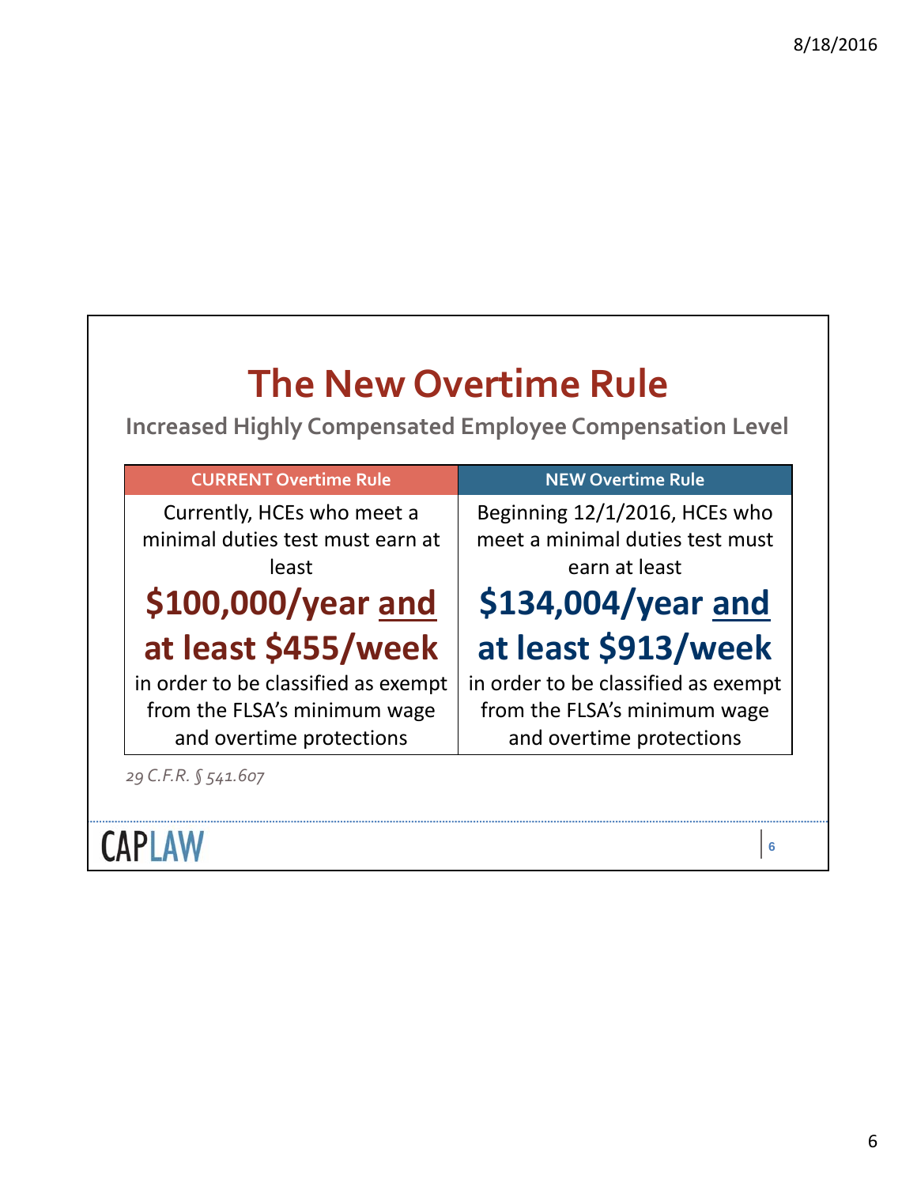# The New Overtime Rule

## Increased Highly Compensated Employee Compensation Level

| CURRENT Overtime Rule | NEW Overtime Rule |
|---|---|
| Currently, HCEs who meet a minimal duties test must earn at least **$100,000/year and at least $455/week** in order to be classified as exempt from the FLSA's minimum wage and overtime protections | Beginning 12/1/2016, HCEs who meet a minimal duties test must earn at least **$134,004/year and at least $913/week** in order to be classified as exempt from the FLSA's minimum wage and overtime protections |

*29 C.F.R. § 541.607*

CAPLAW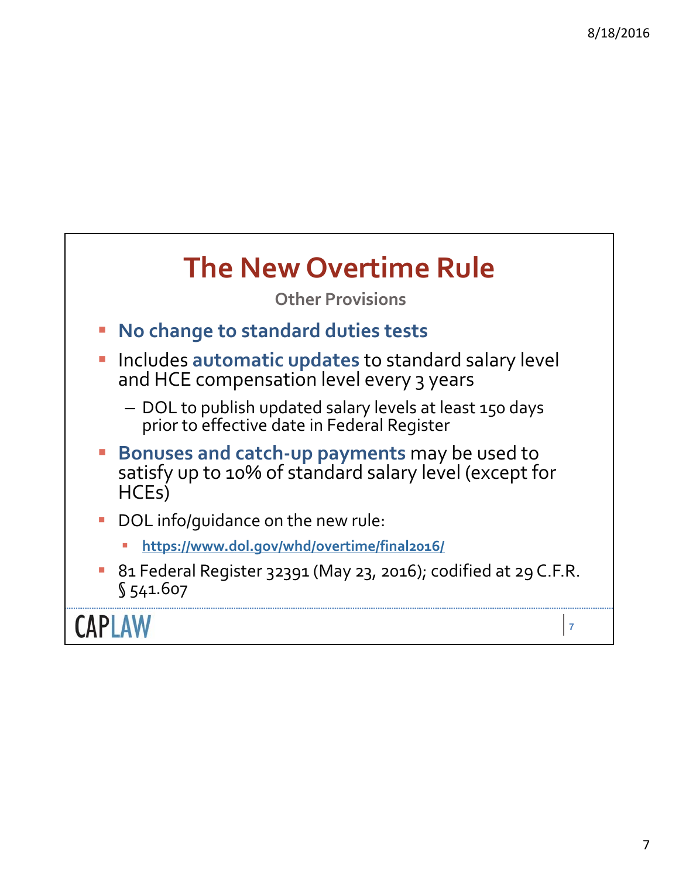# The New Overtime Rule

### Other Provisions

- **No change to standard duties tests**
- Includes **automatic updates** to standard salary level and HCE compensation level every 3 years
  - DOL to publish updated salary levels at least 150 days prior to effective date in Federal Register
- **Bonuses and catch-up payments** may be used to satisfy up to 10% of standard salary level (except for HCEs)
- DOL info/guidance on the new rule:
  - https://www.dol.gov/whd/overtime/final2016/
- 81 Federal Register 32391 (May 23, 2016); codified at 29 C.F.R. § 541.607

CAPLAW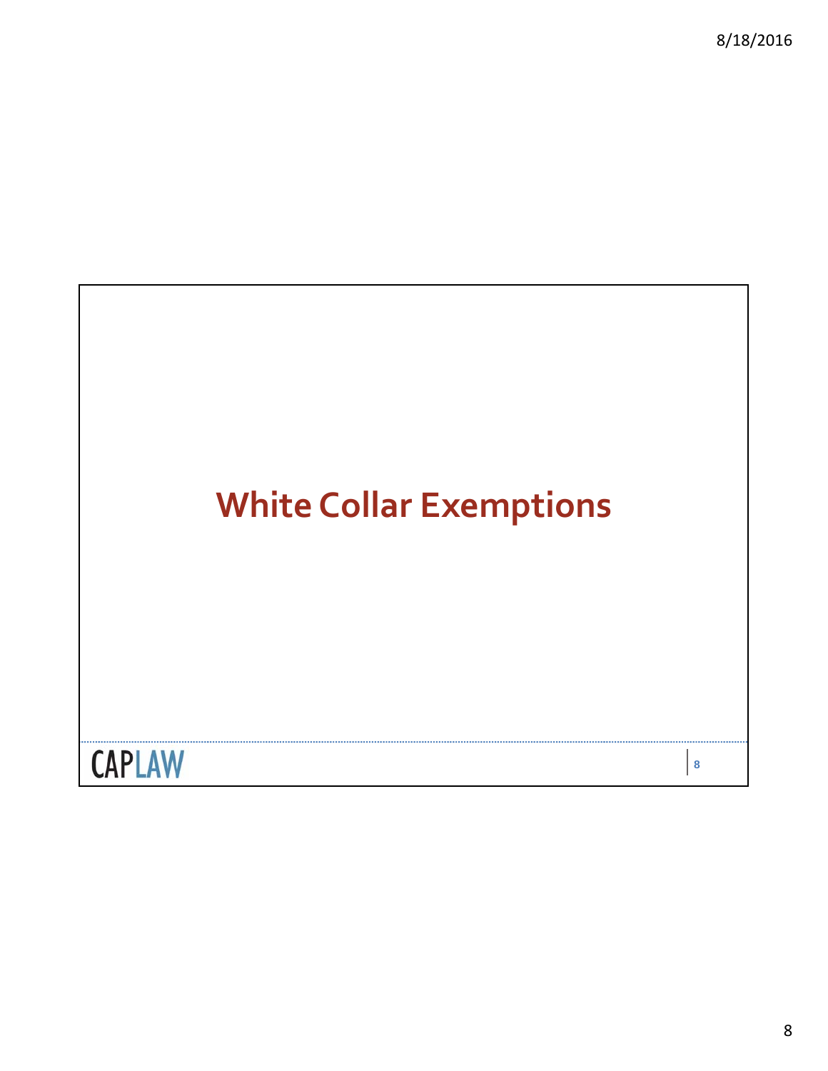# White Collar Exemptions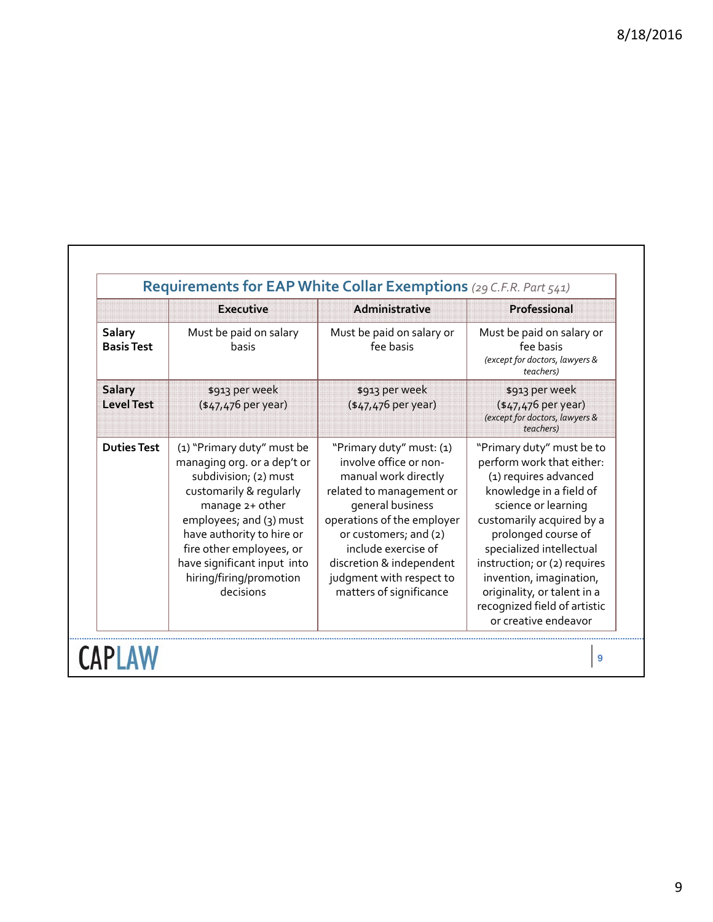## Requirements for EAP White Collar Exemptions *(29 C.F.R. Part 541)*

| | Executive | Administrative | Professional |
|---|---|---|---|
| **Salary Basis Test** | Must be paid on salary basis | Must be paid on salary or fee basis | Must be paid on salary or fee basis *(except for doctors, lawyers & teachers)* |
| **Salary Level Test** | $913 per week ($47,476 per year) | $913 per week ($47,476 per year) | $913 per week ($47,476 per year) *(except for doctors, lawyers & teachers)* |
| **Duties Test** | (1) "Primary duty" must be managing org. or a dep't or subdivision; (2) must customarily & regularly manage 2+ other employees; and (3) must have authority to hire or fire other employees, or have significant input into hiring/firing/promotion decisions | "Primary duty" must: (1) involve office or non-manual work directly related to management or general business operations of the employer or customers; and (2) include exercise of discretion & independent judgment with respect to matters of significance | "Primary duty" must be to perform work that either: (1) requires advanced knowledge in a field of science or learning customarily acquired by a prolonged course of specialized intellectual instruction; or (2) requires invention, imagination, originality, or talent in a recognized field of artistic or creative endeavor |

CAPLAW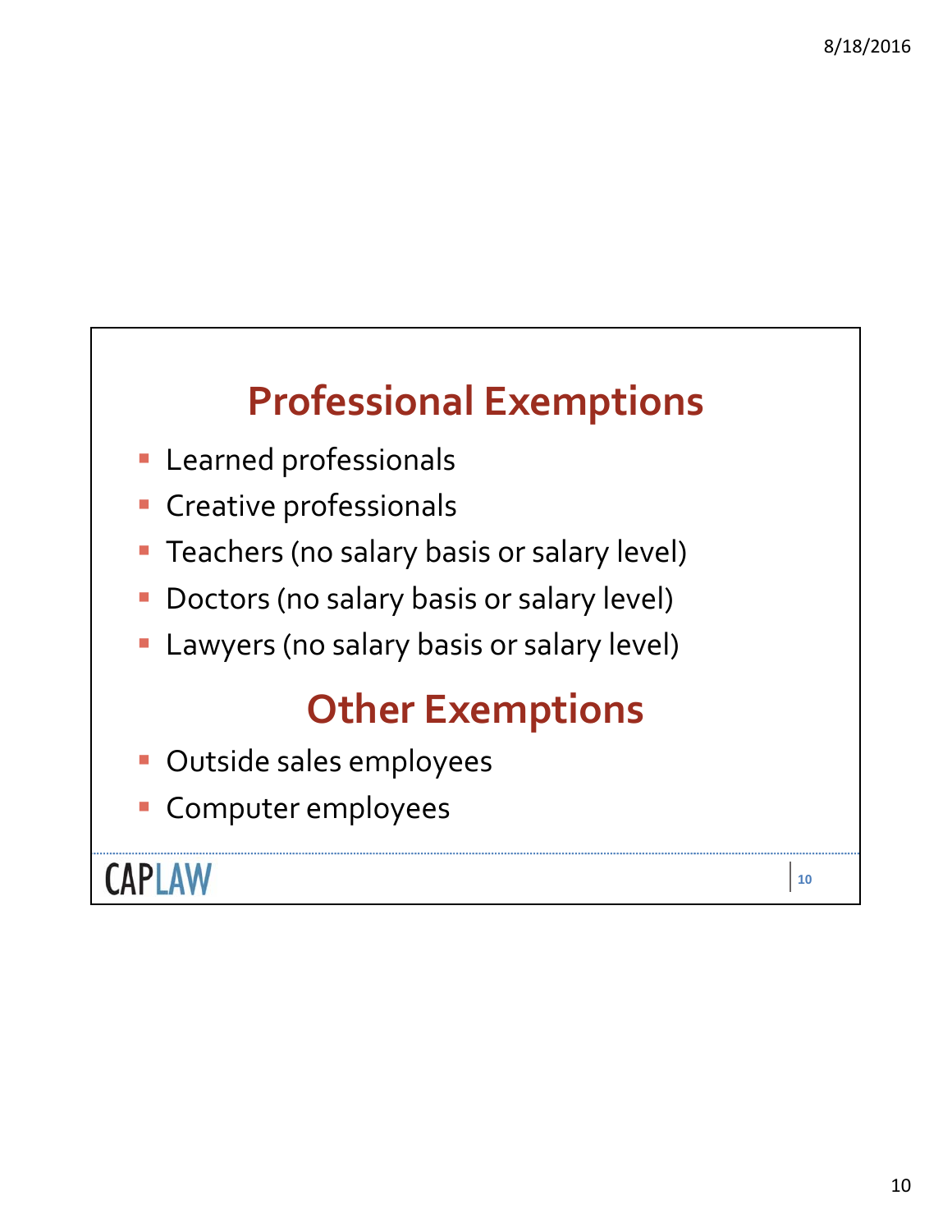## Professional Exemptions

- Learned professionals
- Creative professionals
- Teachers (no salary basis or salary level)
- Doctors (no salary basis or salary level)
- Lawyers (no salary basis or salary level)

## Other Exemptions

- Outside sales employees
- Computer employees

CAPLAW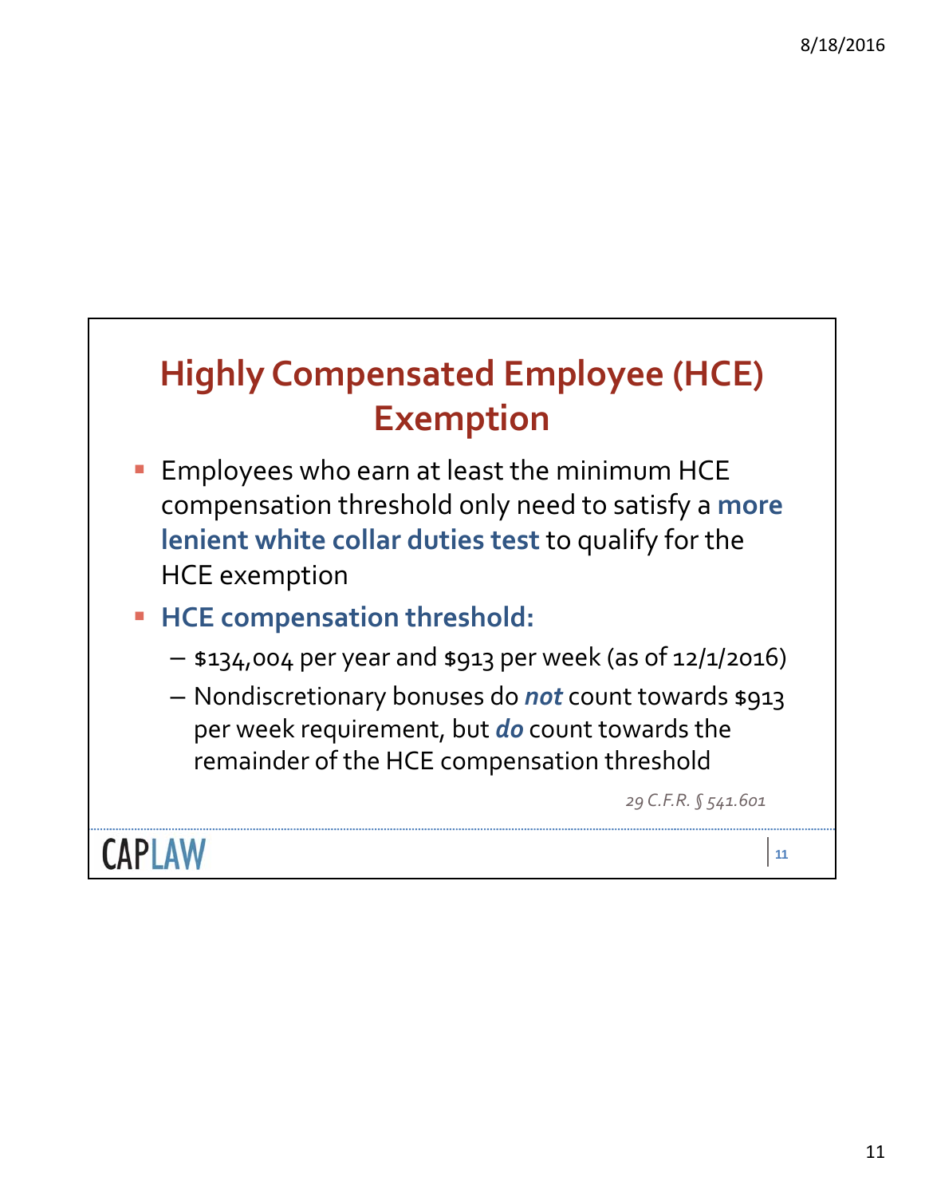# Highly Compensated Employee (HCE) Exemption

- Employees who earn at least the minimum HCE compensation threshold only need to satisfy a **more lenient white collar duties test** to qualify for the HCE exemption
- **HCE compensation threshold:**
  - $134,004 per year and $913 per week (as of 12/1/2016)
  - Nondiscretionary bonuses do ***not*** count towards $913 per week requirement, but ***do*** count towards the remainder of the HCE compensation threshold

*29 C.F.R. § 541.601*

CAPLAW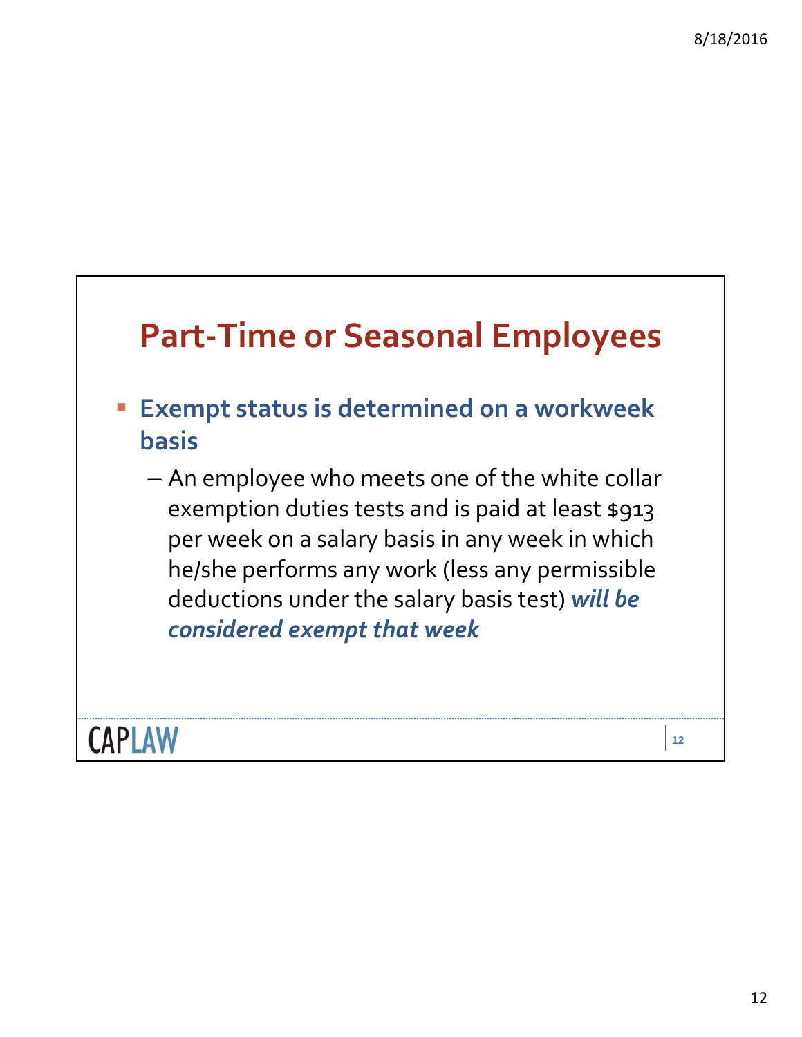# Part-Time or Seasonal Employees

- **Exempt status is determined on a workweek basis**
  - An employee who meets one of the white collar exemption duties tests and is paid at least $913 per week on a salary basis in any week in which he/she performs any work (less any permissible deductions under the salary basis test) ***will be considered exempt that week***

CAPLAW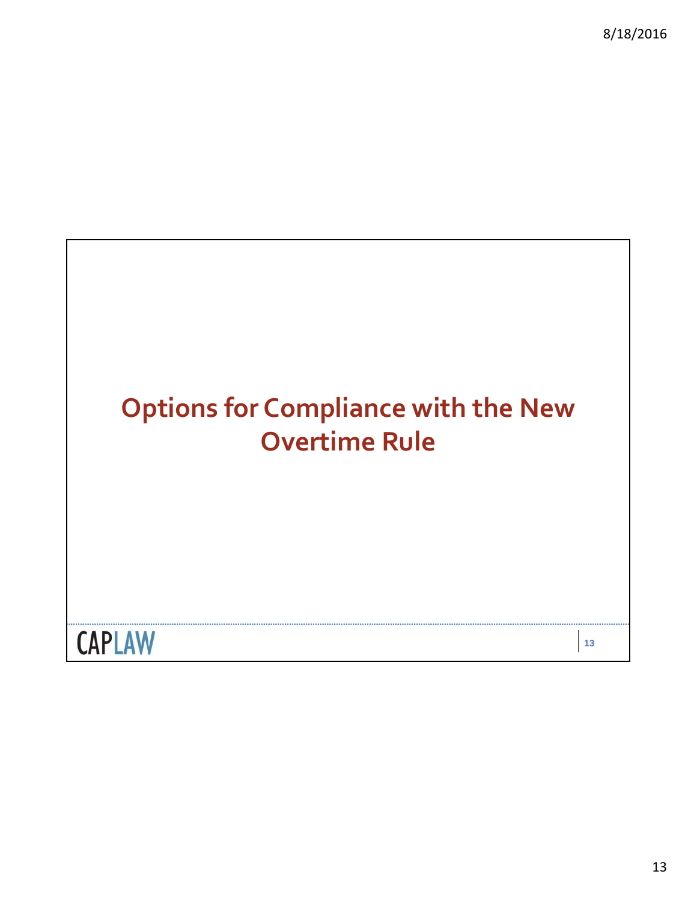# Options for Compliance with the New Overtime Rule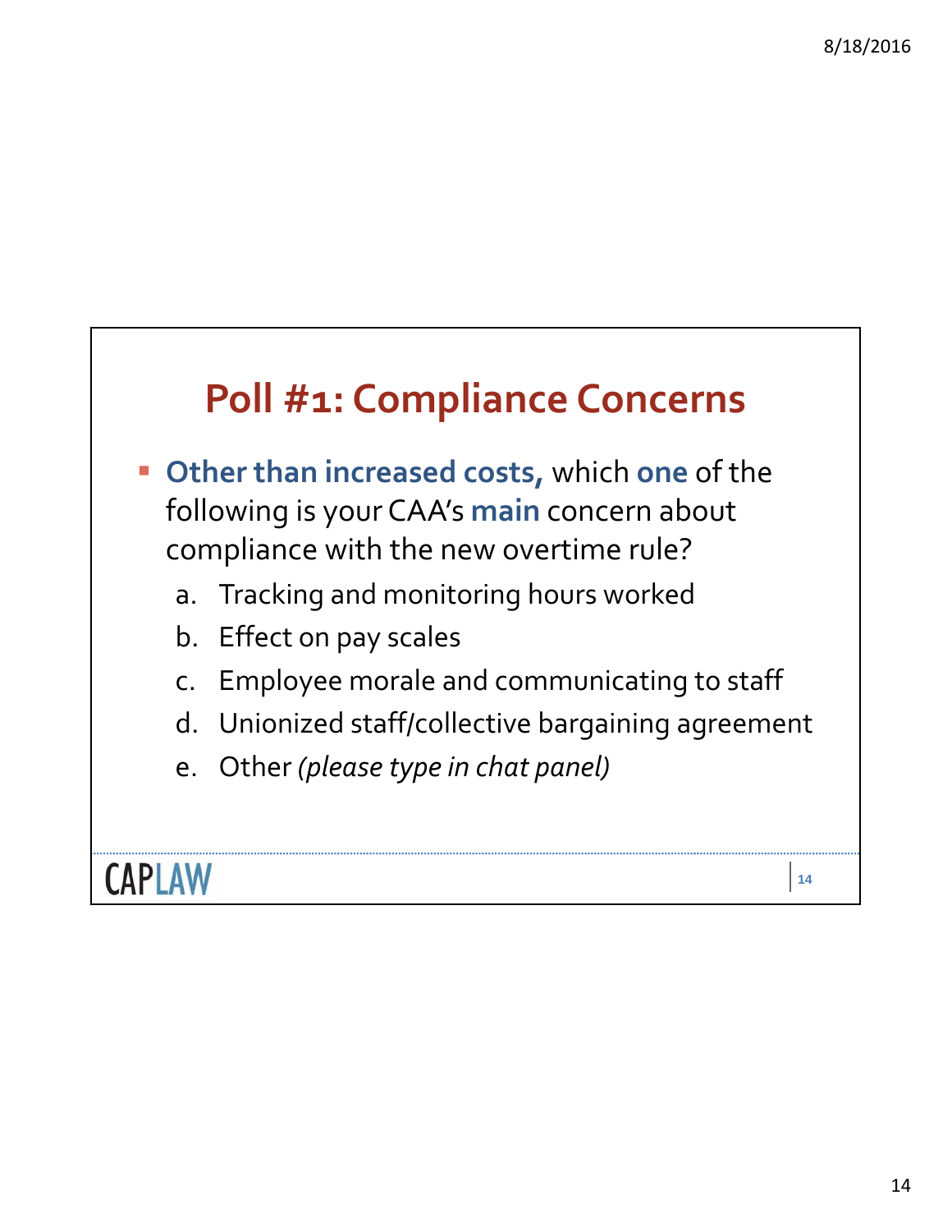# Poll #1: Compliance Concerns

- **Other than increased costs,** which **one** of the following is your CAA's **main** concern about compliance with the new overtime rule?
  a. Tracking and monitoring hours worked
  b. Effect on pay scales
  c. Employee morale and communicating to staff
  d. Unionized staff/collective bargaining agreement
  e. Other *(please type in chat panel)*

CAPLAW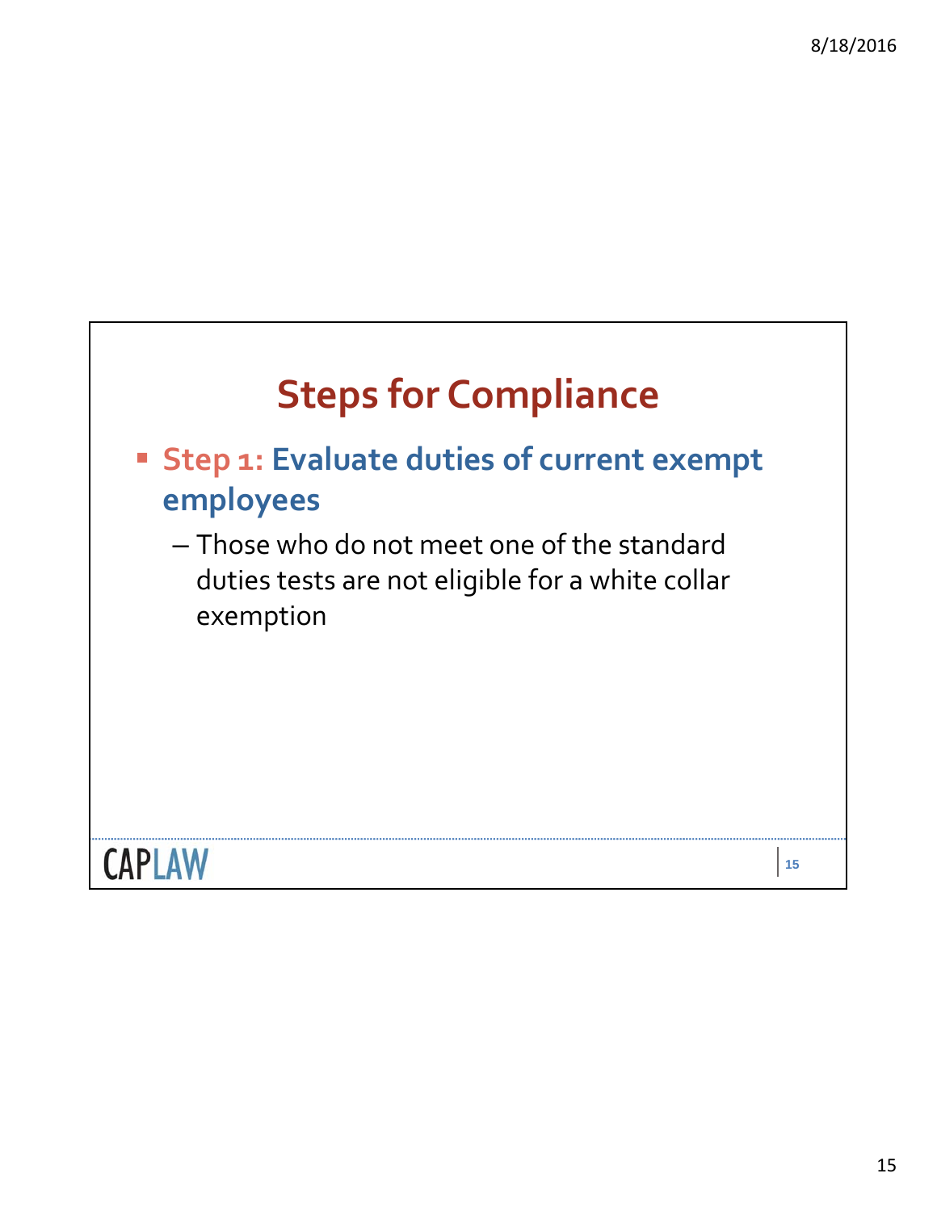## Steps for Compliance

- **Step 1: Evaluate duties of current exempt employees**
  - Those who do not meet one of the standard duties tests are not eligible for a white collar exemption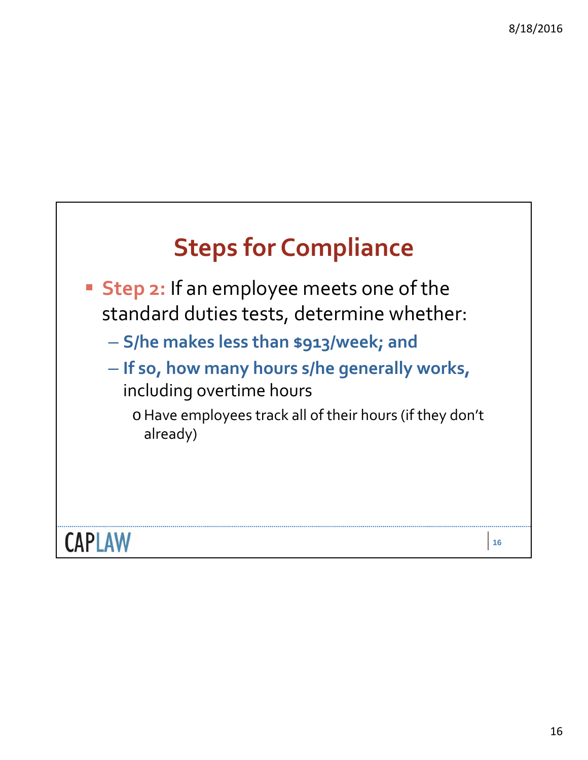# Steps for Compliance

- **Step 2:** If an employee meets one of the standard duties tests, determine whether:
  - **S/he makes less than $913/week; and**
  - **If so, how many hours s/he generally works,** including overtime hours
    - Have employees track all of their hours (if they don't already)

CAPLAW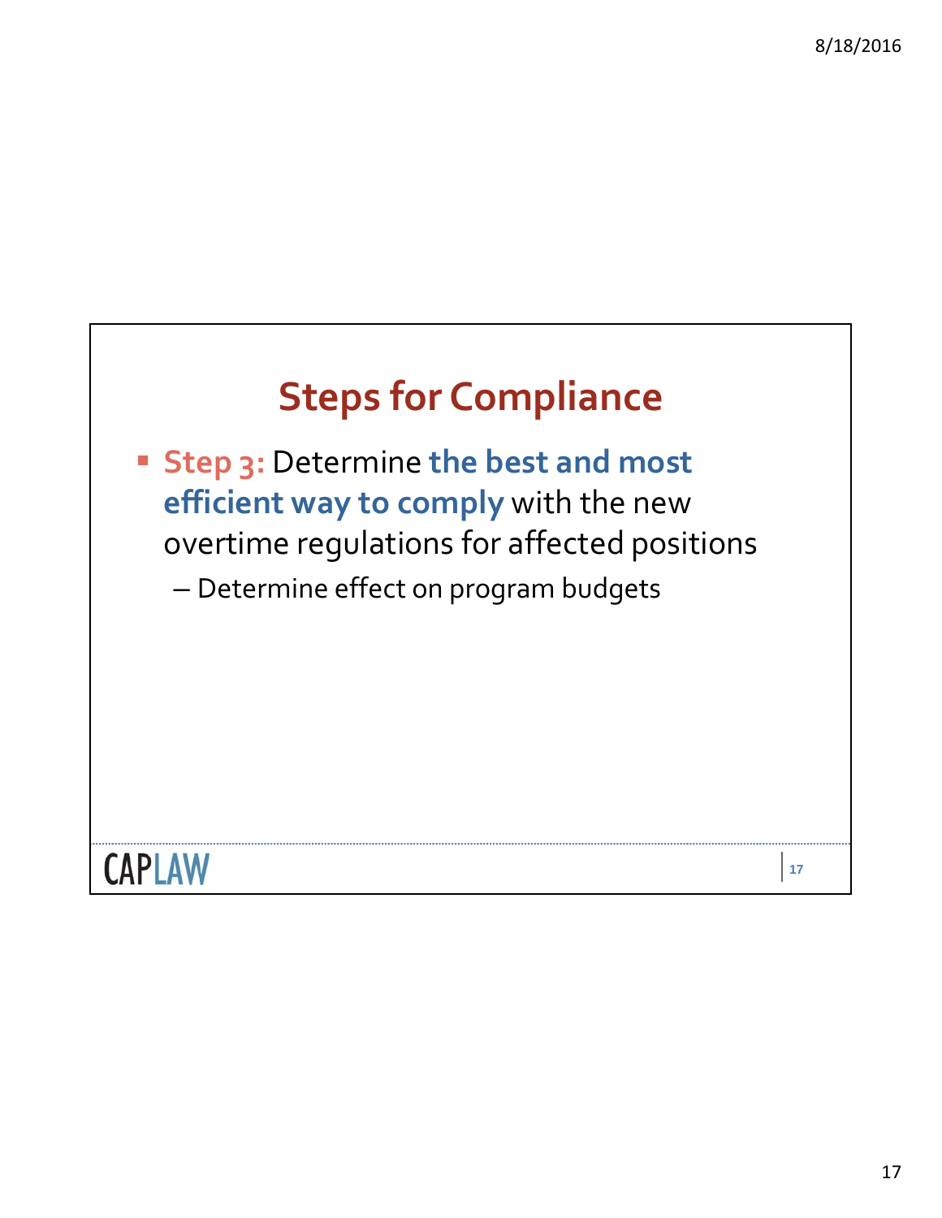## Steps for Compliance

- **Step 3:** Determine **the best and most efficient way to comply** with the new overtime regulations for affected positions
  - Determine effect on program budgets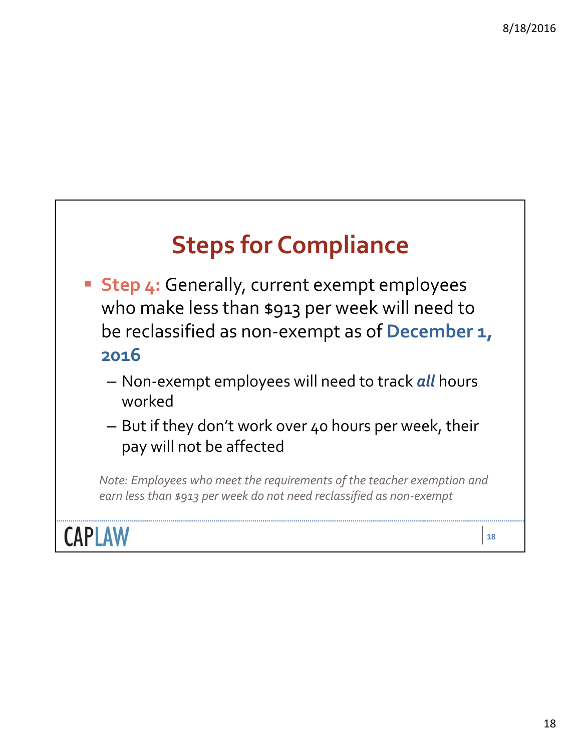# Steps for Compliance

- **Step 4:** Generally, current exempt employees who make less than $913 per week will need to be reclassified as non-exempt as of **December 1, 2016**
  - Non-exempt employees will need to track ***all*** hours worked
  - But if they don't work over 40 hours per week, their pay will not be affected

*Note: Employees who meet the requirements of the teacher exemption and earn less than $913 per week do not need reclassified as non-exempt*

CAPLAW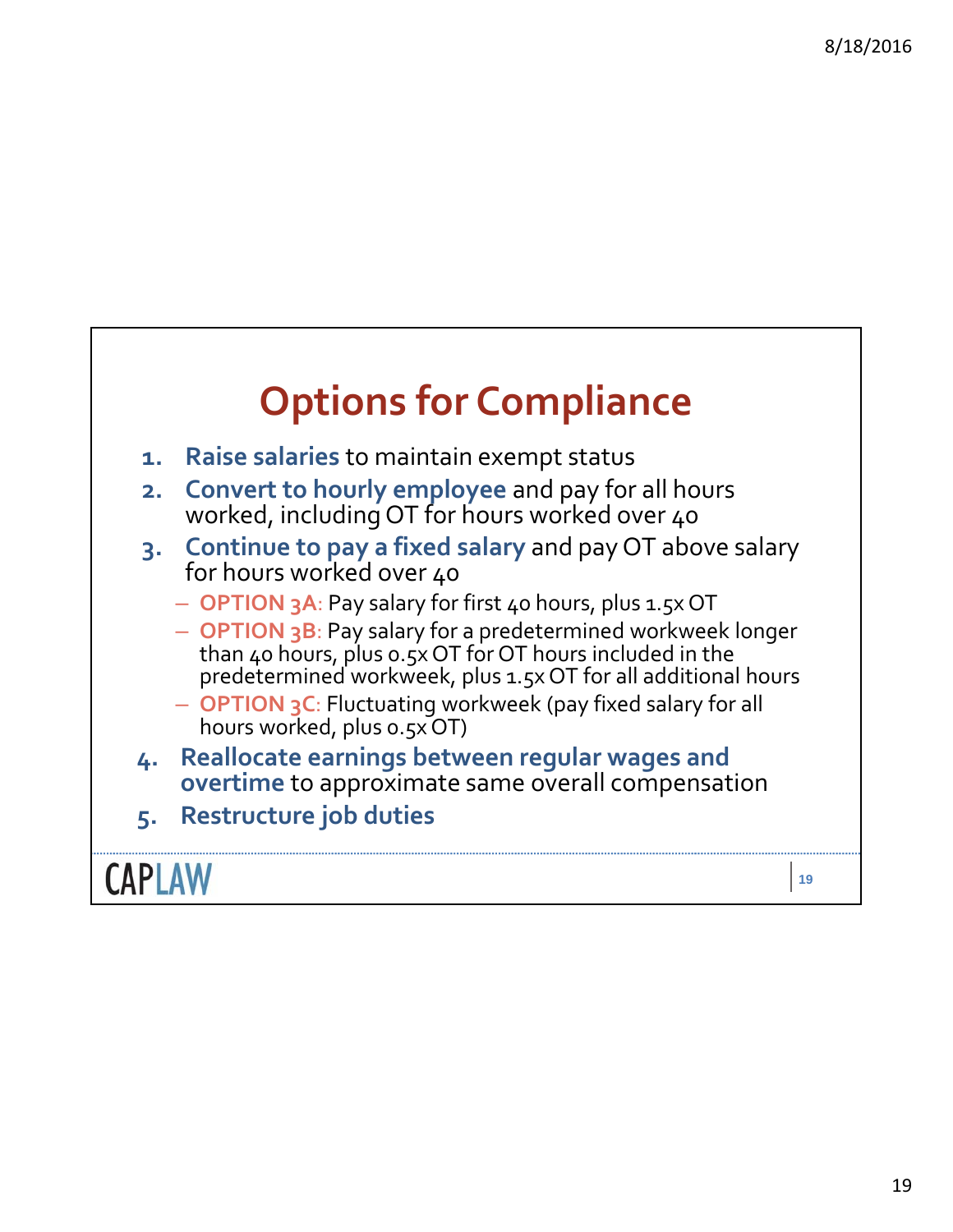# Options for Compliance

1. **Raise salaries** to maintain exempt status
2. **Convert to hourly employee** and pay for all hours worked, including OT for hours worked over 40
3. **Continue to pay a fixed salary** and pay OT above salary for hours worked over 40
   - **OPTION 3A**: Pay salary for first 40 hours, plus 1.5x OT
   - **OPTION 3B**: Pay salary for a predetermined workweek longer than 40 hours, plus 0.5x OT for OT hours included in the predetermined workweek, plus 1.5x OT for all additional hours
   - **OPTION 3C**: Fluctuating workweek (pay fixed salary for all hours worked, plus 0.5x OT)
4. **Reallocate earnings between regular wages and overtime** to approximate same overall compensation
5. **Restructure job duties**

CAPLAW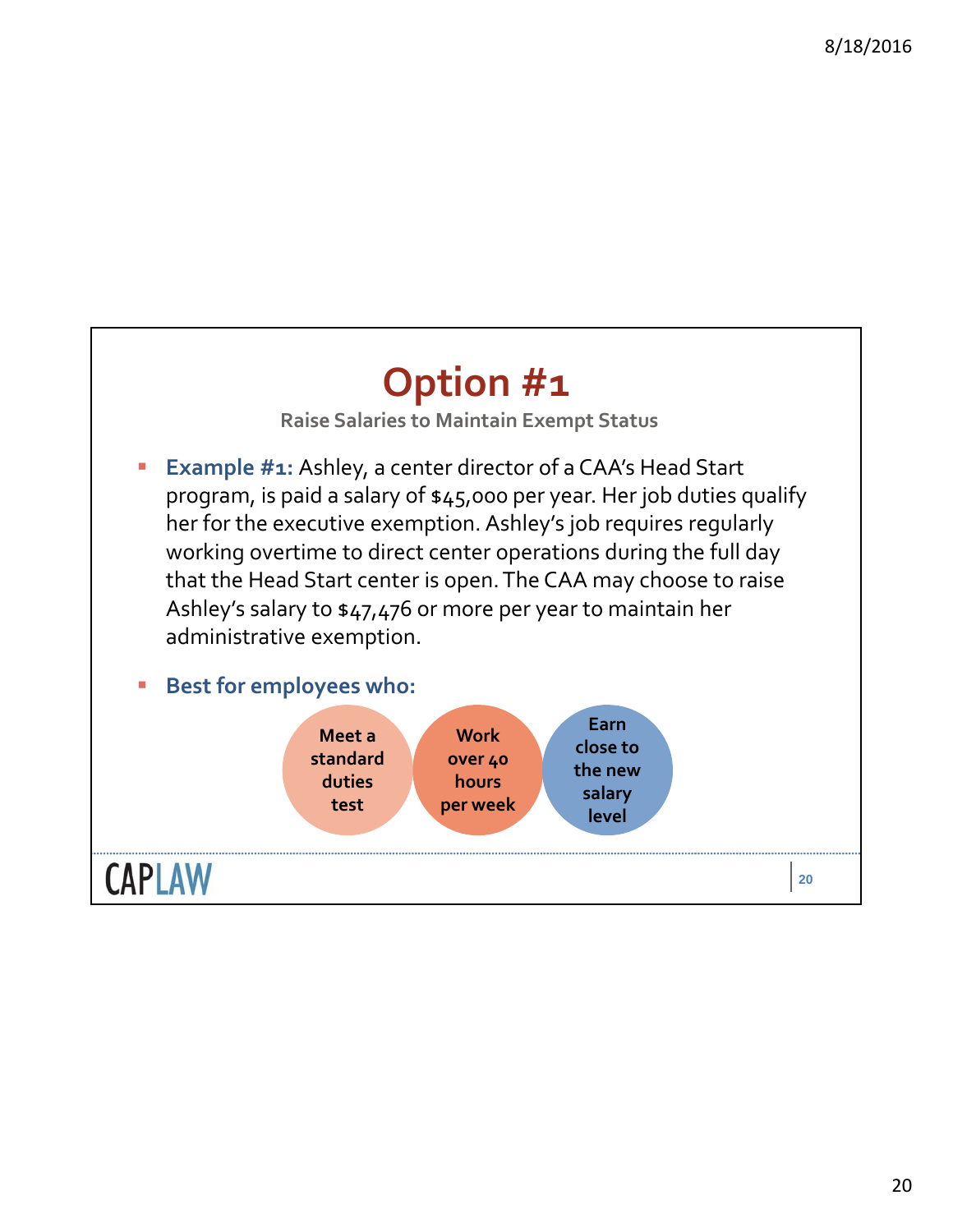# Option #1

Raise Salaries to Maintain Exempt Status

- **Example #1:** Ashley, a center director of a CAA's Head Start program, is paid a salary of $45,000 per year. Her job duties qualify her for the executive exemption. Ashley's job requires regularly working overtime to direct center operations during the full day that the Head Start center is open. The CAA may choose to raise Ashley's salary to $47,476 or more per year to maintain her administrative exemption.
- **Best for employees who:**
  - Meet a standard duties test
  - Work over 40 hours per week
  - Earn close to the new salary level

CAPLAW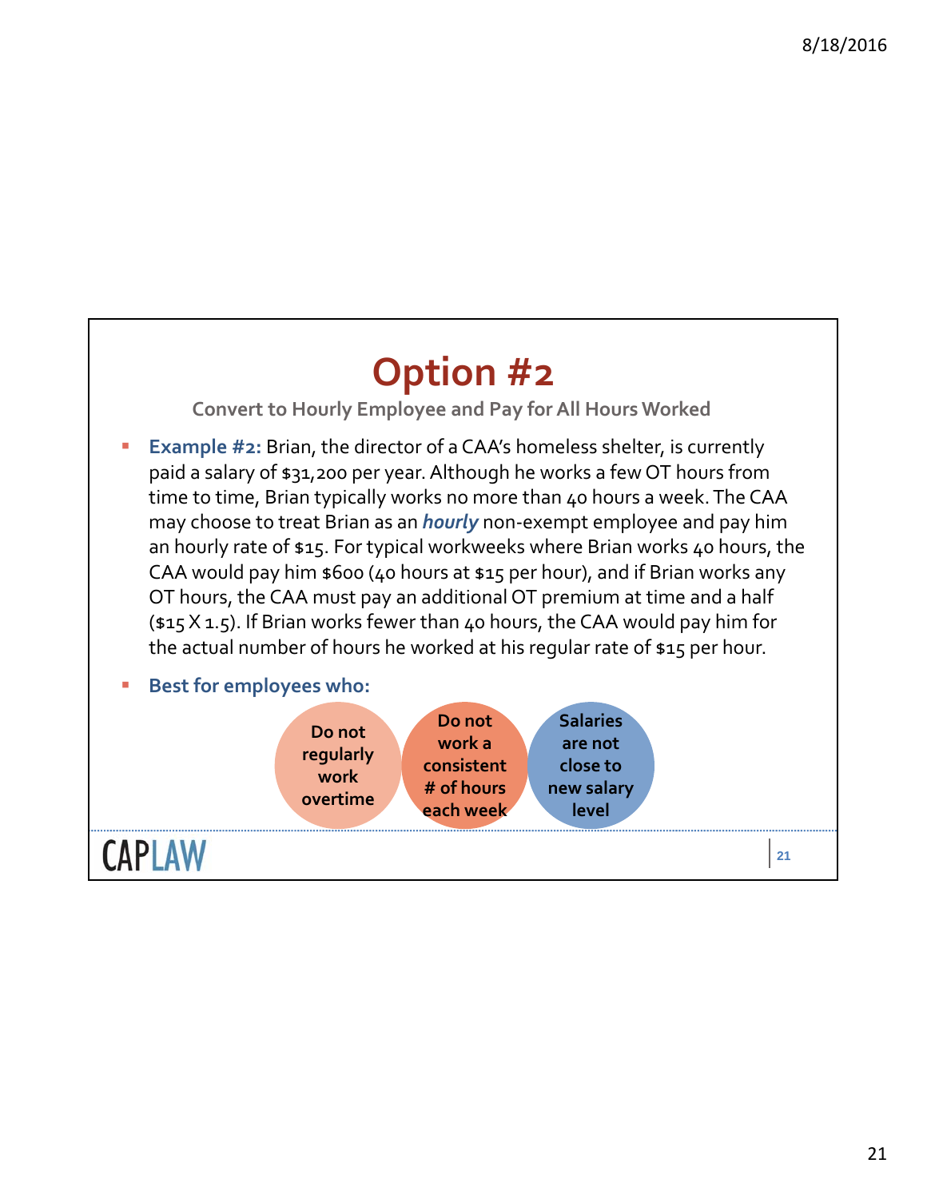# Option #2

### Convert to Hourly Employee and Pay for All Hours Worked

- **Example #2:** Brian, the director of a CAA's homeless shelter, is currently paid a salary of $31,200 per year. Although he works a few OT hours from time to time, Brian typically works no more than 40 hours a week. The CAA may choose to treat Brian as an ***hourly*** non-exempt employee and pay him an hourly rate of $15. For typical workweeks where Brian works 40 hours, the CAA would pay him $600 (40 hours at $15 per hour), and if Brian works any OT hours, the CAA must pay an additional OT premium at time and a half ($15 X 1.5). If Brian works fewer than 40 hours, the CAA would pay him for the actual number of hours he worked at his regular rate of $15 per hour.

- **Best for employees who:**
  - **Do not regularly work overtime**
  - **Do not work a consistent # of hours each week**
  - **Salaries are not close to new salary level**

CAPLAW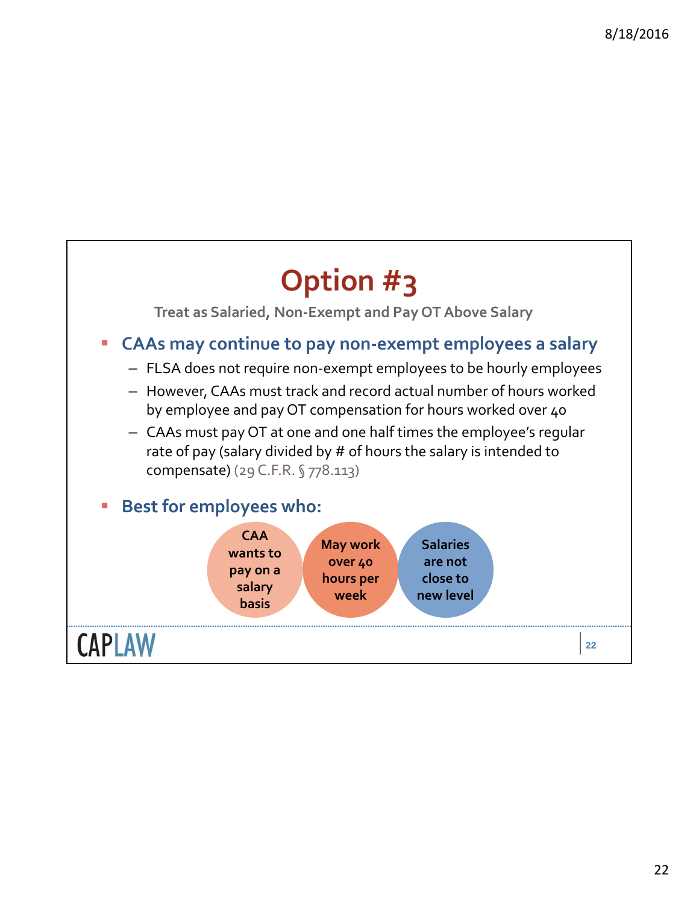# Option #3

**Treat as Salaried, Non-Exempt and Pay OT Above Salary**

- **CAAs may continue to pay non-exempt employees a salary**
  - FLSA does not require non-exempt employees to be hourly employees
  - However, CAAs must track and record actual number of hours worked by employee and pay OT compensation for hours worked over 40
  - CAAs must pay OT at one and one half times the employee's regular rate of pay (salary divided by # of hours the salary is intended to compensate) (29 C.F.R. § 778.113)

- **Best for employees who:**
  - CAA wants to pay on a salary basis
  - May work over 40 hours per week
  - Salaries are not close to new level

CAPLAW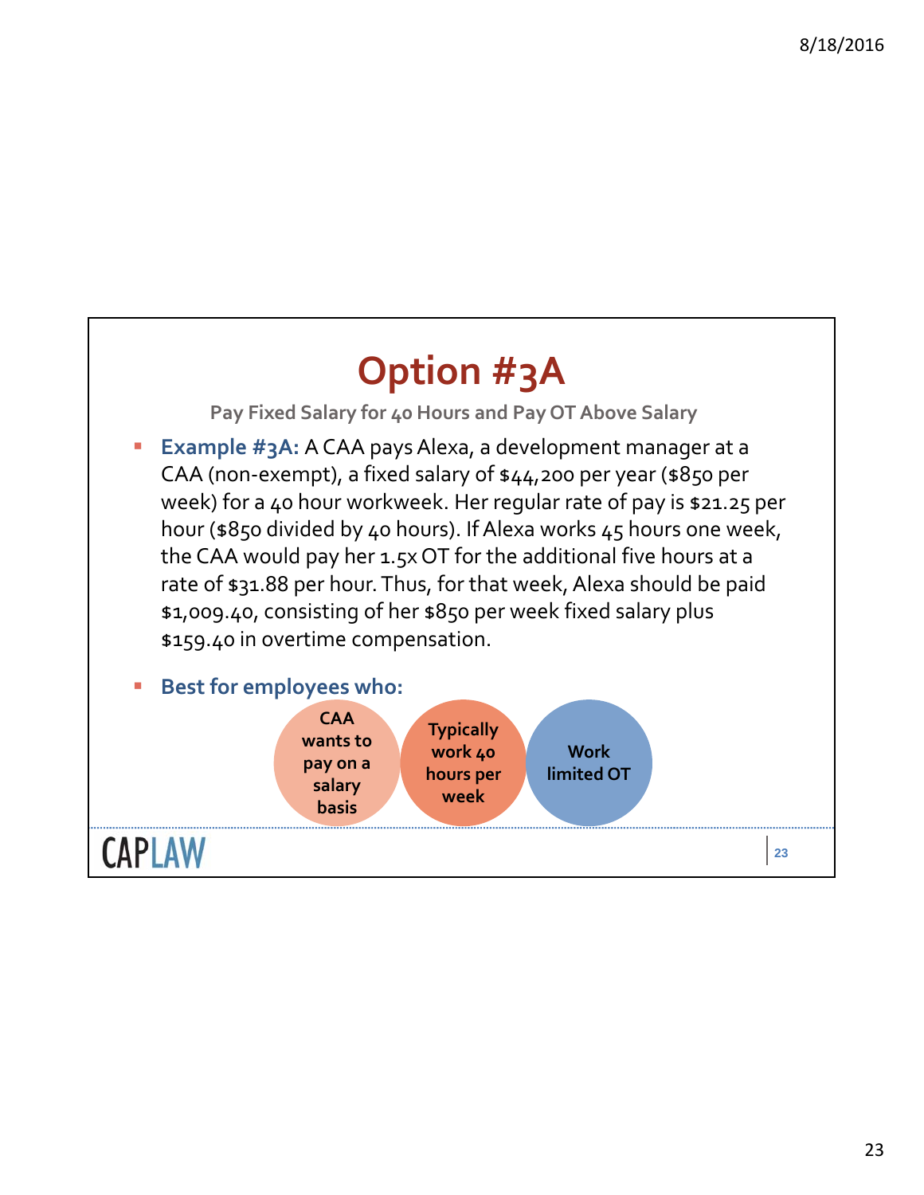# Option #3A

Pay Fixed Salary for 40 Hours and Pay OT Above Salary

- **Example #3A:** A CAA pays Alexa, a development manager at a CAA (non-exempt), a fixed salary of $44,200 per year ($850 per week) for a 40 hour workweek. Her regular rate of pay is $21.25 per hour ($850 divided by 40 hours). If Alexa works 45 hours one week, the CAA would pay her 1.5x OT for the additional five hours at a rate of $31.88 per hour. Thus, for that week, Alexa should be paid $1,009.40, consisting of her $850 per week fixed salary plus $159.40 in overtime compensation.

- **Best for employees who:**
  - CAA wants to pay on a salary basis
  - Typically work 40 hours per week
  - Work limited OT

CAPLAW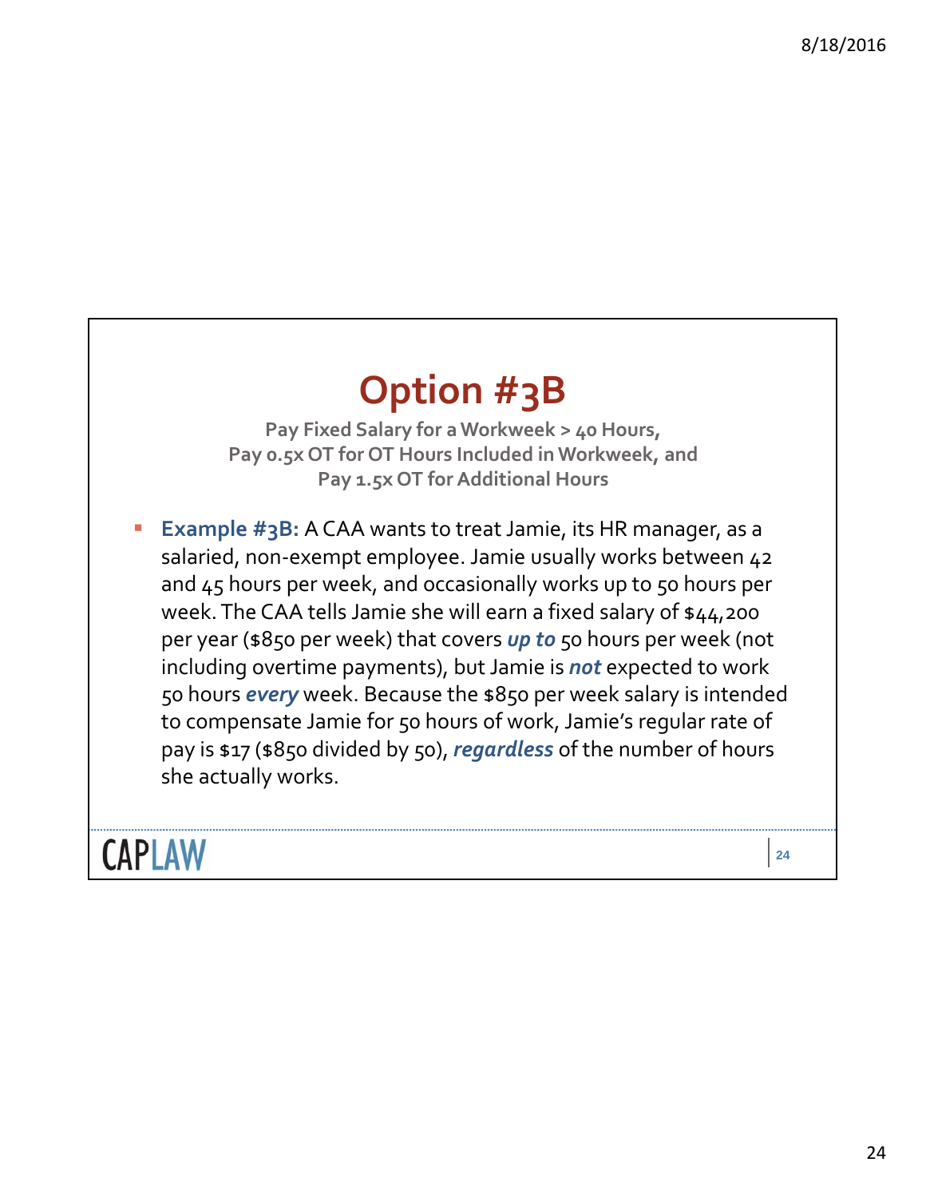# Option #3B

**Pay Fixed Salary for a Workweek > 40 Hours, Pay 0.5x OT for OT Hours Included in Workweek, and Pay 1.5x OT for Additional Hours**

- **Example #3B:** A CAA wants to treat Jamie, its HR manager, as a salaried, non-exempt employee. Jamie usually works between 42 and 45 hours per week, and occasionally works up to 50 hours per week. The CAA tells Jamie she will earn a fixed salary of $44,200 per year ($850 per week) that covers ***up to*** 50 hours per week (not including overtime payments), but Jamie is ***not*** expected to work 50 hours ***every*** week. Because the $850 per week salary is intended to compensate Jamie for 50 hours of work, Jamie's regular rate of pay is $17 ($850 divided by 50), ***regardless*** of the number of hours she actually works.

CAPLAW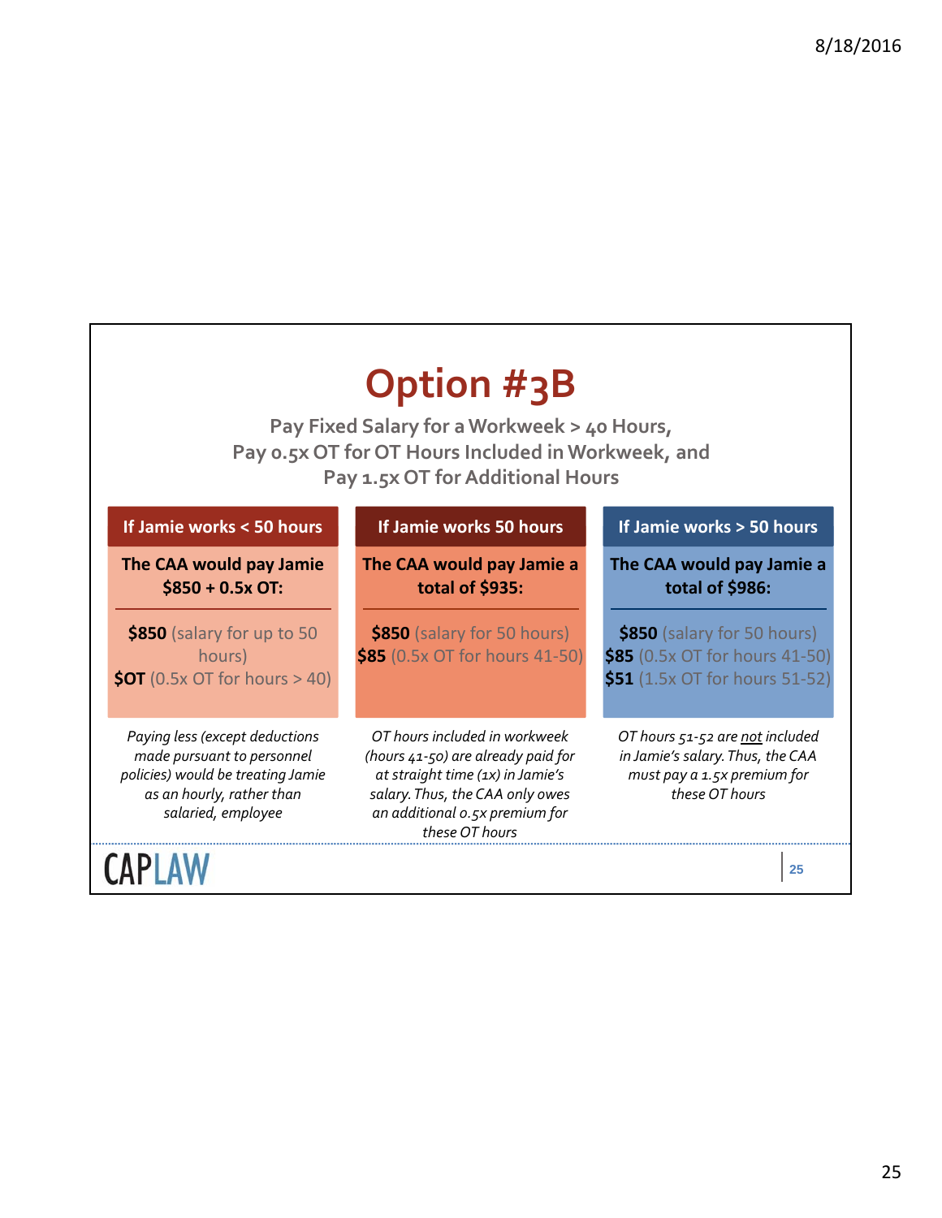# Option #3B

**Pay Fixed Salary for a Workweek > 40 Hours, Pay 0.5x OT for OT Hours Included in Workweek, and Pay 1.5x OT for Additional Hours**

| If Jamie works < 50 hours | If Jamie works 50 hours | If Jamie works > 50 hours |
|---|---|---|
| **The CAA would pay Jamie $850 + 0.5x OT:** | **The CAA would pay Jamie a total of $935:** | **The CAA would pay Jamie a total of $986:** |
| **$850** (salary for up to 50 hours)<br>**$OT** (0.5x OT for hours > 40) | **$850** (salary for 50 hours)<br>**$85** (0.5x OT for hours 41-50) | **$850** (salary for 50 hours)<br>**$85** (0.5x OT for hours 41-50)<br>**$51** (1.5x OT for hours 51-52) |
| *Paying less (except deductions made pursuant to personnel policies) would be treating Jamie as an hourly, rather than salaried, employee* | *OT hours included in workweek (hours 41-50) are already paid for at straight time (1x) in Jamie's salary. Thus, the CAA only owes an additional 0.5x premium for these OT hours* | *OT hours 51-52 are not included in Jamie's salary. Thus, the CAA must pay a 1.5x premium for these OT hours* |

CAPLAW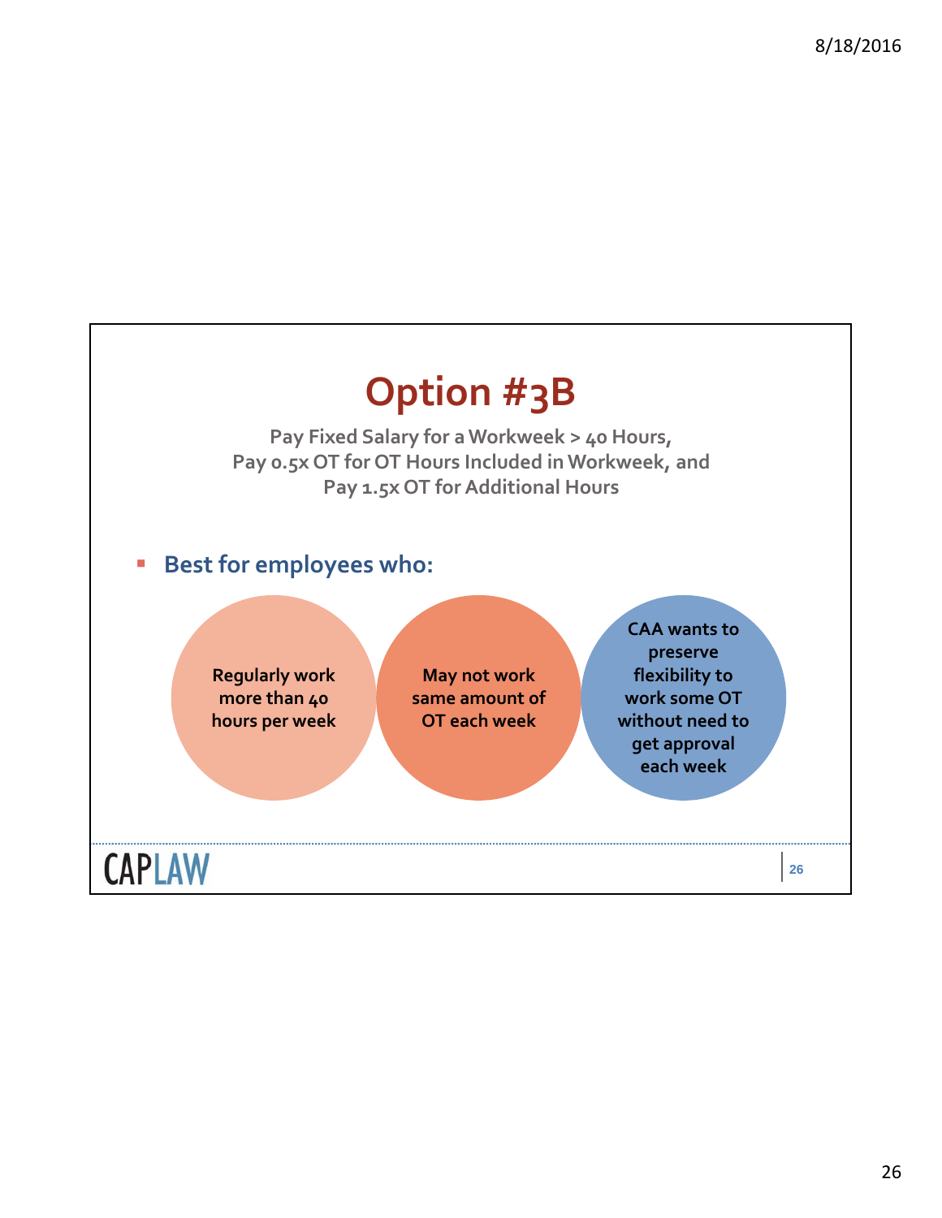# Option #3B

**Pay Fixed Salary for a Workweek > 40 Hours, Pay 0.5x OT for OT Hours Included in Workweek, and Pay 1.5x OT for Additional Hours**

- **Best for employees who:**

  - Regularly work more than 40 hours per week
  - May not work same amount of OT each week
  - CAA wants to preserve flexibility to work some OT without need to get approval each week

CAPLAW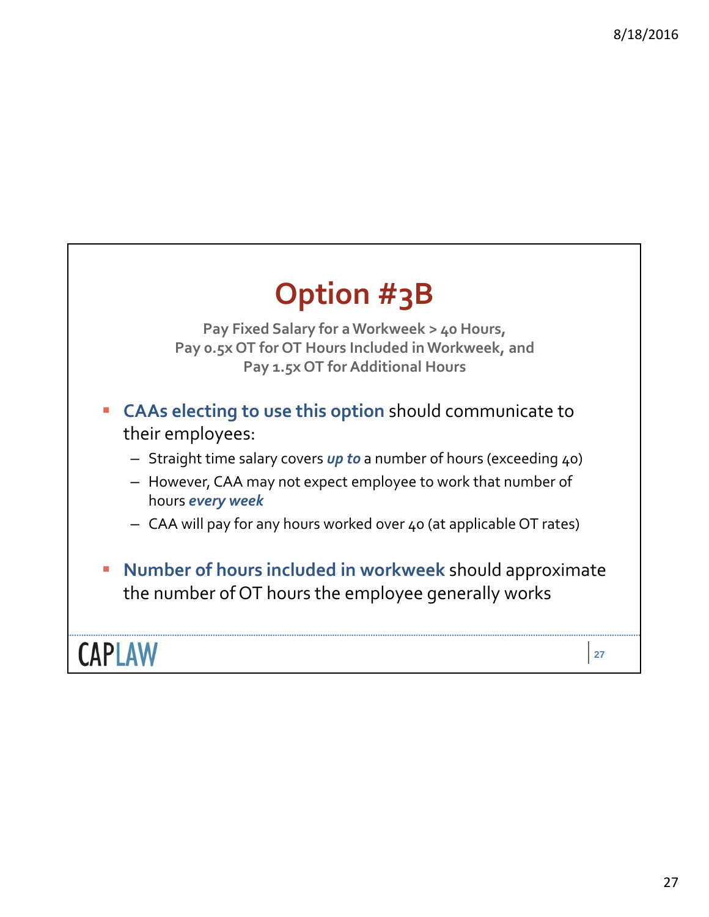# Option #3B

**Pay Fixed Salary for a Workweek > 40 Hours, Pay 0.5x OT for OT Hours Included in Workweek, and Pay 1.5x OT for Additional Hours**

- **CAAs electing to use this option** should communicate to their employees:
  - Straight time salary covers ***up to*** a number of hours (exceeding 40)
  - However, CAA may not expect employee to work that number of hours ***every week***
  - CAA will pay for any hours worked over 40 (at applicable OT rates)
- **Number of hours included in workweek** should approximate the number of OT hours the employee generally works

CAPLAW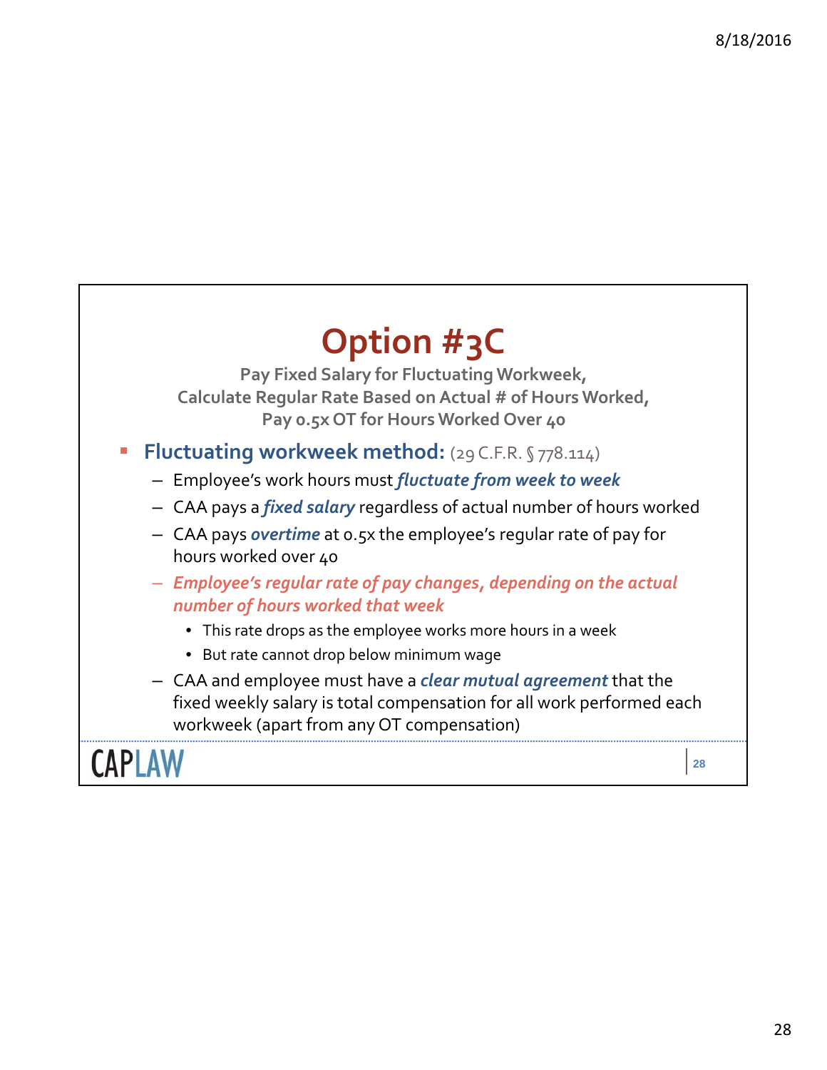# Option #3C

**Pay Fixed Salary for Fluctuating Workweek, Calculate Regular Rate Based on Actual # of Hours Worked, Pay 0.5x OT for Hours Worked Over 40**

- **Fluctuating workweek method:** (29 C.F.R. § 778.114)
  - Employee's work hours must ***fluctuate from week to week***
  - CAA pays a ***fixed salary*** regardless of actual number of hours worked
  - CAA pays ***overtime*** at 0.5x the employee's regular rate of pay for hours worked over 40
  - ***Employee's regular rate of pay changes, depending on the actual number of hours worked that week***
    - This rate drops as the employee works more hours in a week
    - But rate cannot drop below minimum wage
  - CAA and employee must have a ***clear mutual agreement*** that the fixed weekly salary is total compensation for all work performed each workweek (apart from any OT compensation)

CAPLAW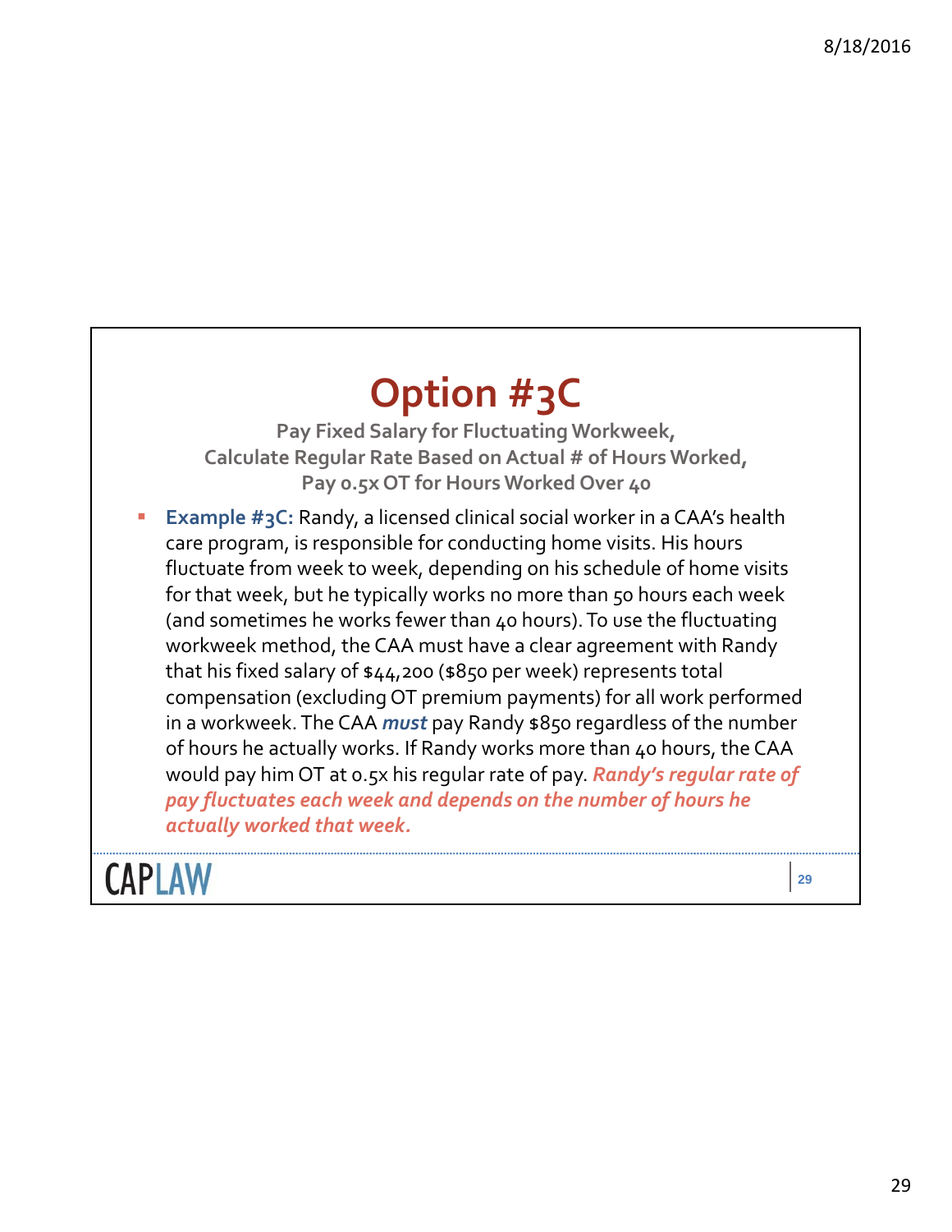# Option #3C

**Pay Fixed Salary for Fluctuating Workweek, Calculate Regular Rate Based on Actual # of Hours Worked, Pay 0.5x OT for Hours Worked Over 40**

- **Example #3C:** Randy, a licensed clinical social worker in a CAA's health care program, is responsible for conducting home visits. His hours fluctuate from week to week, depending on his schedule of home visits for that week, but he typically works no more than 50 hours each week (and sometimes he works fewer than 40 hours). To use the fluctuating workweek method, the CAA must have a clear agreement with Randy that his fixed salary of $44,200 ($850 per week) represents total compensation (excluding OT premium payments) for all work performed in a workweek. The CAA ***must*** pay Randy $850 regardless of the number of hours he actually works. If Randy works more than 40 hours, the CAA would pay him OT at 0.5x his regular rate of pay. ***Randy's regular rate of pay fluctuates each week and depends on the number of hours he actually worked that week.***

CAPLAW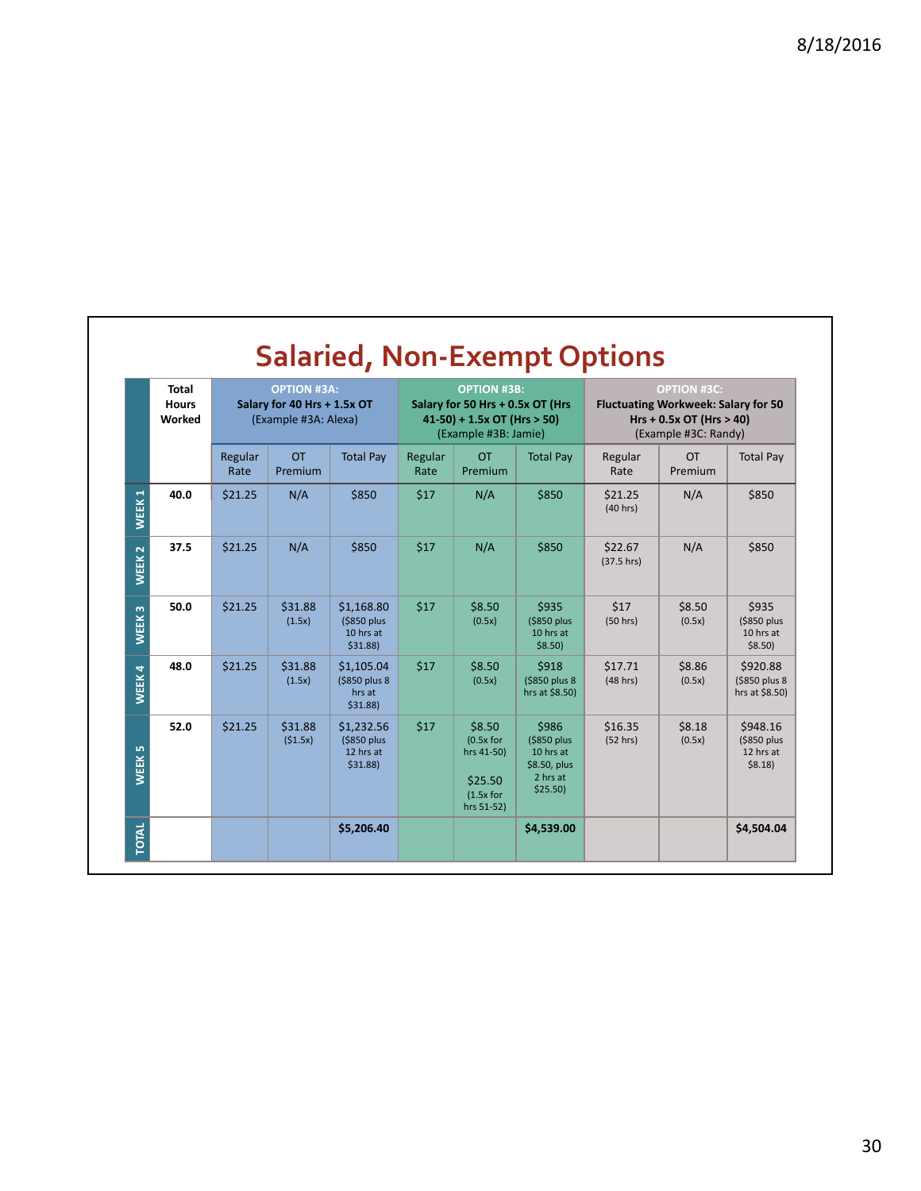## Salaried, Non-Exempt Options

| | Total Hours Worked | OPTION #3A: **Salary for 40 Hrs + 1.5x OT** (Example #3A: Alexa) | | | OPTION #3B: **Salary for 50 Hrs + 0.5x OT (Hrs 41-50) + 1.5x OT (Hrs > 50)** (Example #3B: Jamie) | | | OPTION #3C: **Fluctuating Workweek: Salary for 50 Hrs + 0.5x OT (Hrs > 40)** (Example #3C: Randy) | | |
|---|---|---|---|---|---|---|---|---|---|---|
| | | Regular Rate | OT Premium | Total Pay | Regular Rate | OT Premium | Total Pay | Regular Rate | OT Premium | Total Pay |
| WEEK 1 | **40.0** | $21.25 | N/A | $850 | $17 | N/A | $850 | $21.25 (40 hrs) | N/A | $850 |
| WEEK 2 | **37.5** | $21.25 | N/A | $850 | $17 | N/A | $850 | $22.67 (37.5 hrs) | N/A | $850 |
| WEEK 3 | **50.0** | $21.25 | $31.88 (1.5x) | $1,168.80 ($850 plus 10 hrs at $31.88) | $17 | $8.50 (0.5x) | $935 ($850 plus 10 hrs at $8.50) | $17 (50 hrs) | $8.50 (0.5x) | $935 ($850 plus 10 hrs at $8.50) |
| WEEK 4 | **48.0** | $21.25 | $31.88 (1.5x) | $1,105.04 ($850 plus 8 hrs at $31.88) | $17 | $8.50 (0.5x) | $918 ($850 plus 8 hrs at $8.50) | $17.71 (48 hrs) | $8.86 (0.5x) | $920.88 ($850 plus 8 hrs at $8.50) |
| WEEK 5 | **52.0** | $21.25 | $31.88 ($1.5x) | $1,232.56 ($850 plus 12 hrs at $31.88) | $17 | $8.50 (0.5x for hrs 41-50) $25.50 (1.5x for hrs 51-52) | $986 ($850 plus 10 hrs at $8.50, plus 2 hrs at $25.50) | $16.35 (52 hrs) | $8.18 (0.5x) | $948.16 ($850 plus 12 hrs at $8.18) |
| TOTAL | | | | **$5,206.40** | | | **$4,539.00** | | | **$4,504.04** |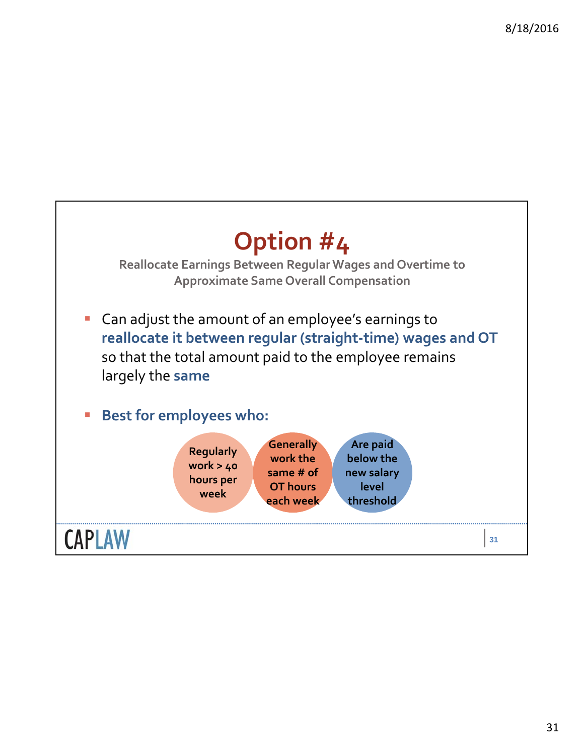# Option #4

**Reallocate Earnings Between Regular Wages and Overtime to Approximate Same Overall Compensation**

- Can adjust the amount of an employee's earnings to **reallocate it between regular (straight-time) wages and OT** so that the total amount paid to the employee remains largely the **same**

- **Best for employees who:**
  - Regularly work > 40 hours per week
  - Generally work the same # of OT hours each week
  - Are paid below the new salary level threshold

CAPLAW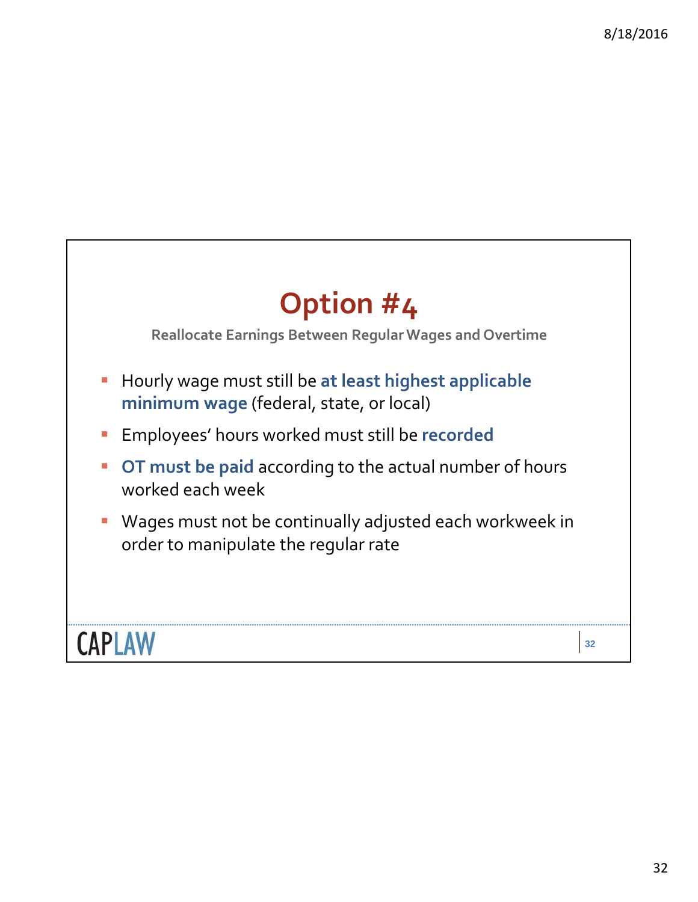# Option #4

### Reallocate Earnings Between Regular Wages and Overtime

- Hourly wage must still be **at least highest applicable minimum wage** (federal, state, or local)
- Employees' hours worked must still be **recorded**
- **OT must be paid** according to the actual number of hours worked each week
- Wages must not be continually adjusted each workweek in order to manipulate the regular rate

CAPLAW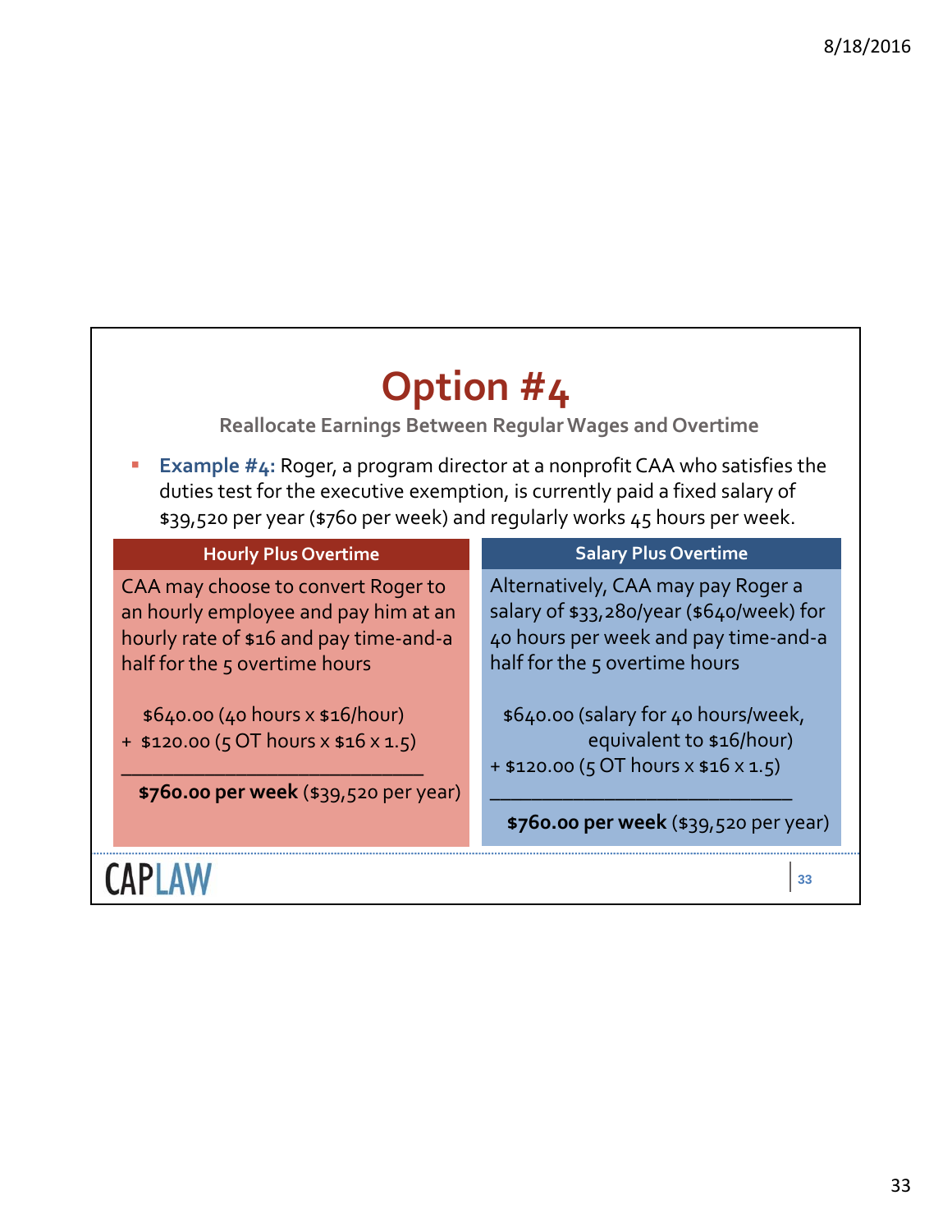# Option #4

### Reallocate Earnings Between Regular Wages and Overtime

- **Example #4:** Roger, a program director at a nonprofit CAA who satisfies the duties test for the executive exemption, is currently paid a fixed salary of $39,520 per year ($760 per week) and regularly works 45 hours per week.

| Hourly Plus Overtime | Salary Plus Overtime |
|---|---|
| CAA may choose to convert Roger to an hourly employee and pay him at an hourly rate of $16 and pay time-and-a half for the 5 overtime hours | Alternatively, CAA may pay Roger a salary of $33,280/year ($640/week) for 40 hours per week and pay time-and-a half for the 5 overtime hours |
| $640.00 (40 hours x $16/hour)<br>+ $120.00 (5 OT hours x $16 x 1.5)<br>______________________________<br>**$760.00 per week** ($39,520 per year) | $640.00 (salary for 40 hours/week, equivalent to $16/hour)<br>+ $120.00 (5 OT hours x $16 x 1.5)<br>______________________________<br>**$760.00 per week** ($39,520 per year) |

CAPLAW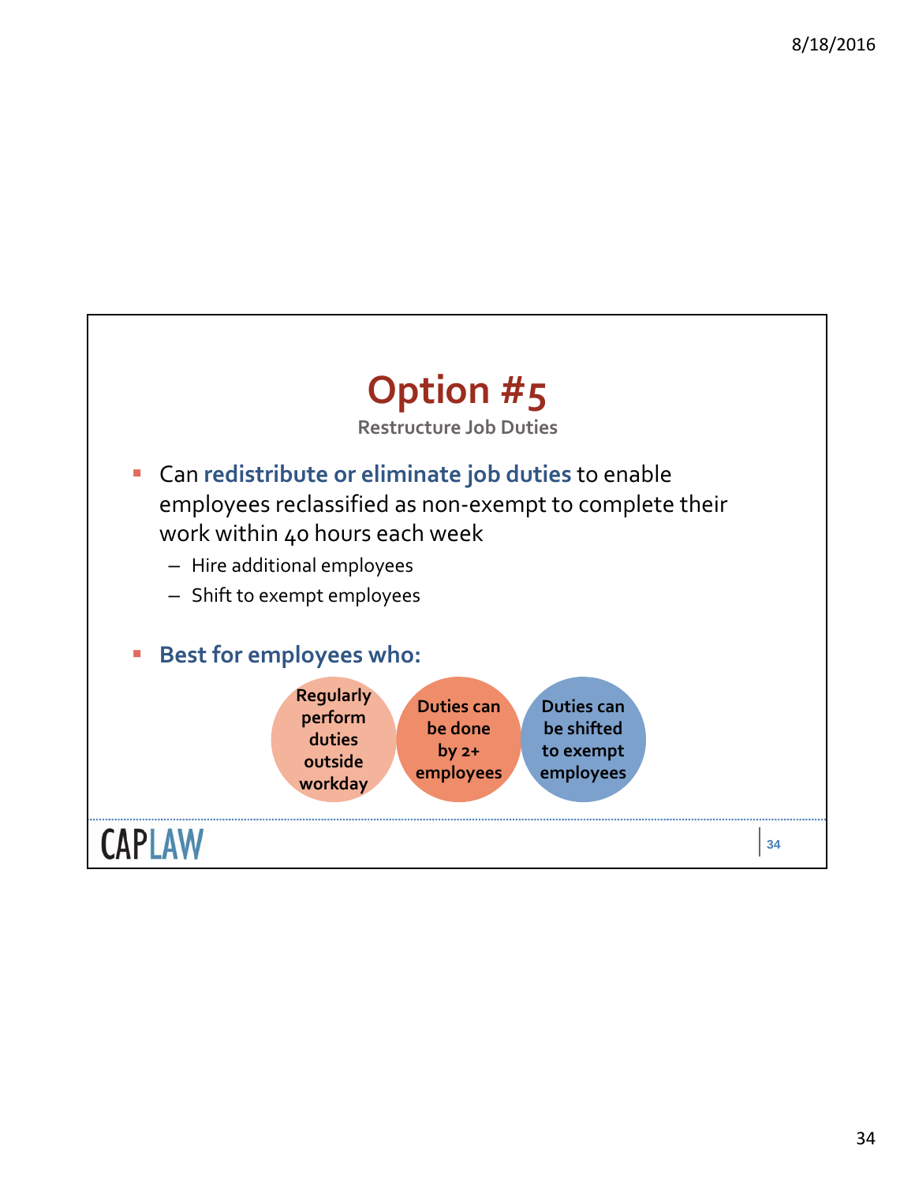# Option #5

**Restructure Job Duties**

- Can **redistribute or eliminate job duties** to enable employees reclassified as non-exempt to complete their work within 40 hours each week
  - Hire additional employees
  - Shift to exempt employees
- **Best for employees who:**

**Regularly perform duties outside workday**

**Duties can be done by 2+ employees**

**Duties can be shifted to exempt employees**

CAPLAW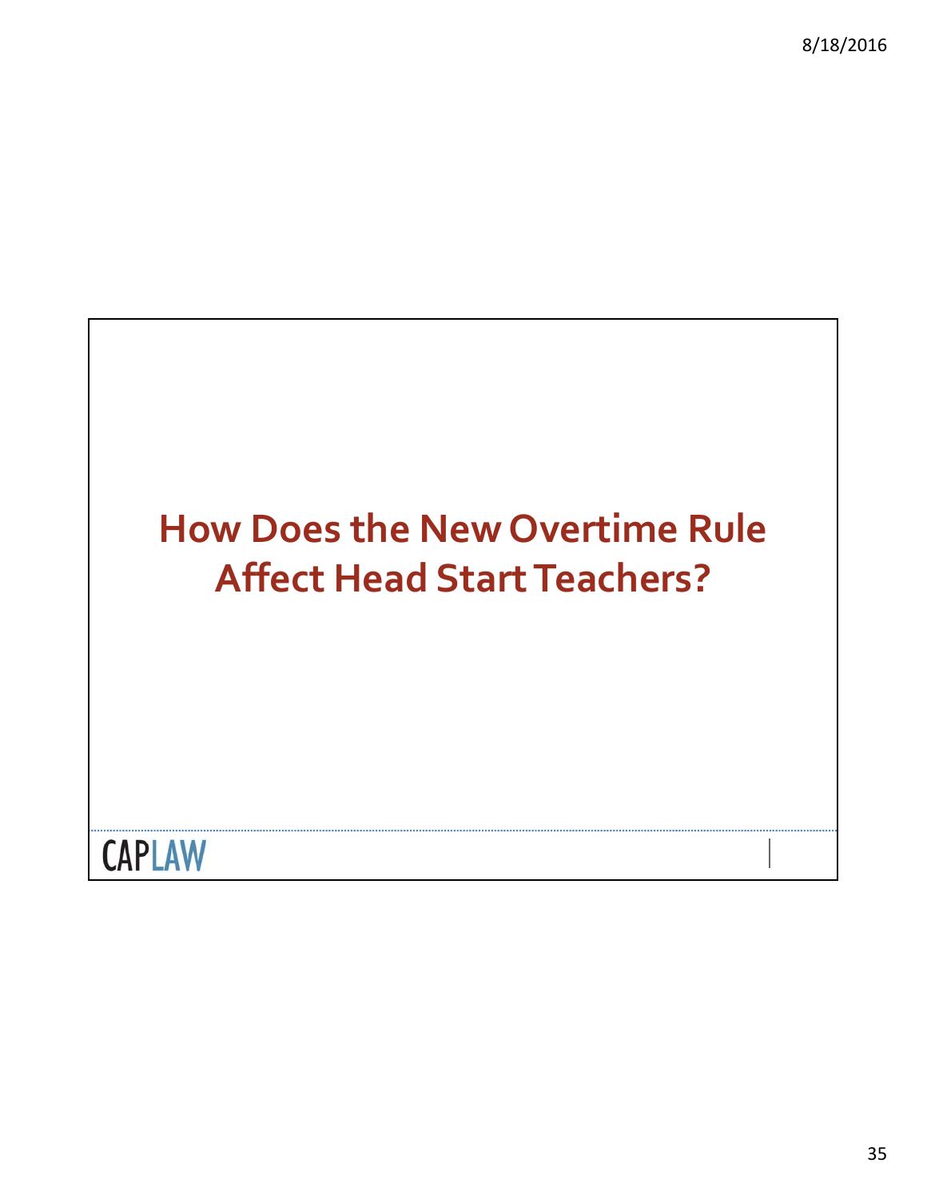# How Does the New Overtime Rule Affect Head Start Teachers?

CAPLAW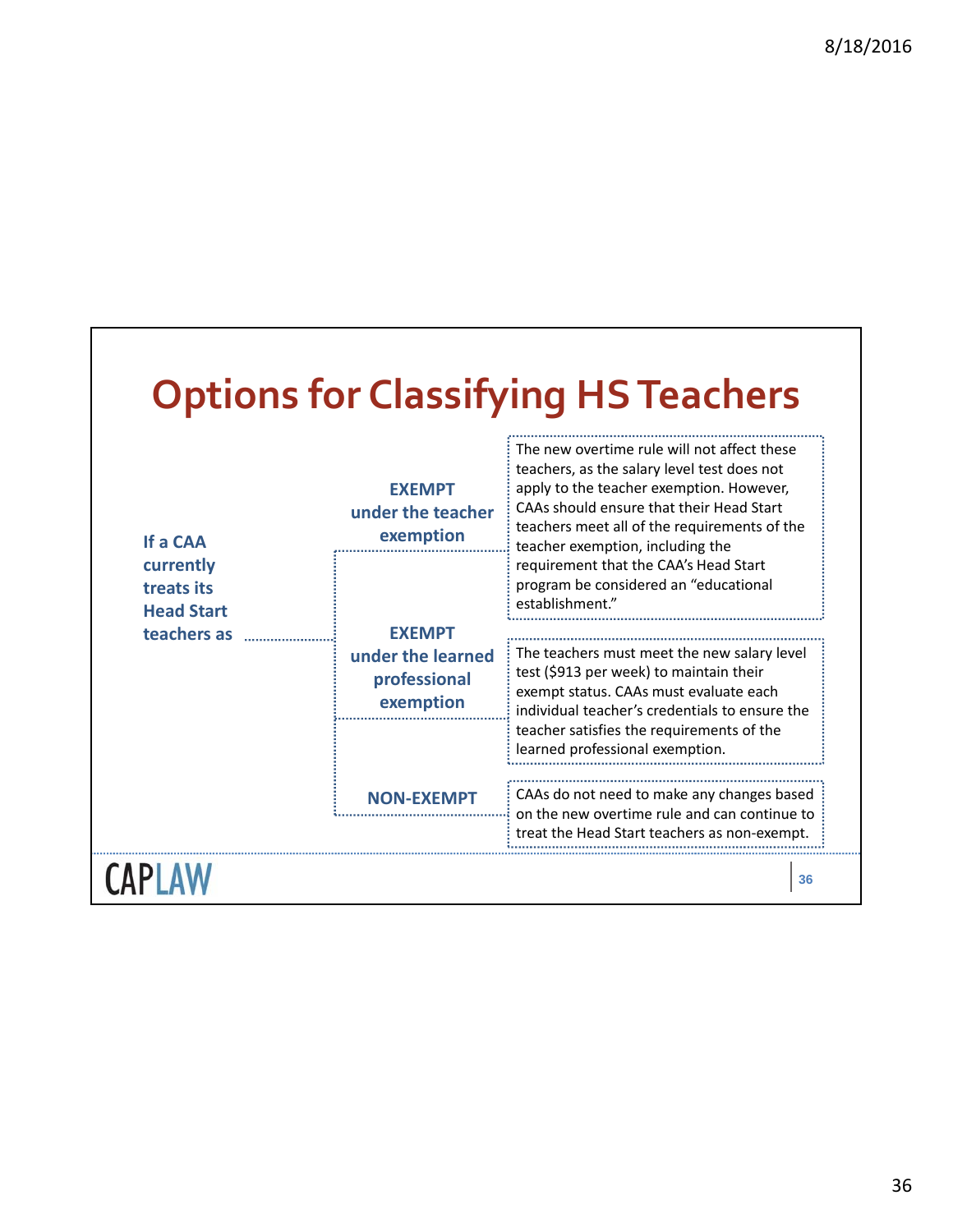# Options for Classifying HS Teachers

**If a CAA currently treats its Head Start teachers as**

**EXEMPT under the teacher exemption**

The new overtime rule will not affect these teachers, as the salary level test does not apply to the teacher exemption. However, CAAs should ensure that their Head Start teachers meet all of the requirements of the teacher exemption, including the requirement that the CAA's Head Start program be considered an "educational establishment."

**EXEMPT under the learned professional exemption**

The teachers must meet the new salary level test ($913 per week) to maintain their exempt status. CAAs must evaluate each individual teacher's credentials to ensure the teacher satisfies the requirements of the learned professional exemption.

**NON-EXEMPT**

CAAs do not need to make any changes based on the new overtime rule and can continue to treat the Head Start teachers as non-exempt.

CAPLAW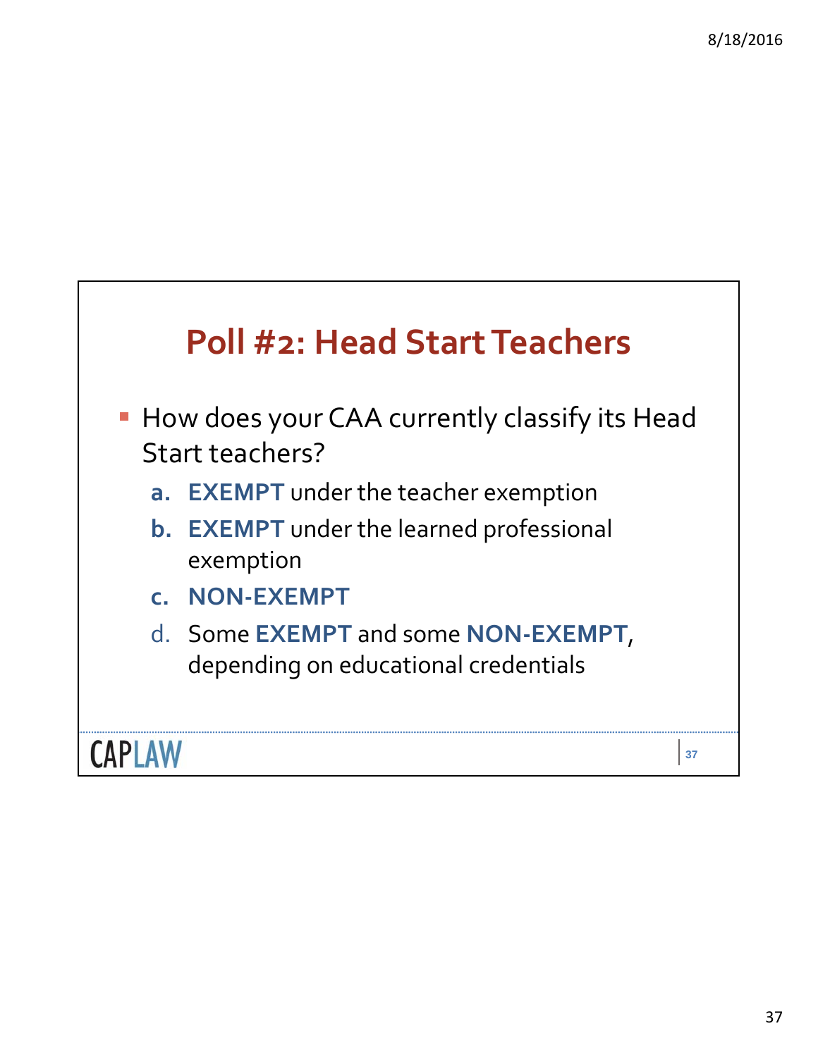# Poll #2: Head Start Teachers

- How does your CAA currently classify its Head Start teachers?
  a. **EXEMPT** under the teacher exemption
  b. **EXEMPT** under the learned professional exemption
  c. **NON-EXEMPT**
  d. Some **EXEMPT** and some **NON-EXEMPT**, depending on educational credentials

CAPLAW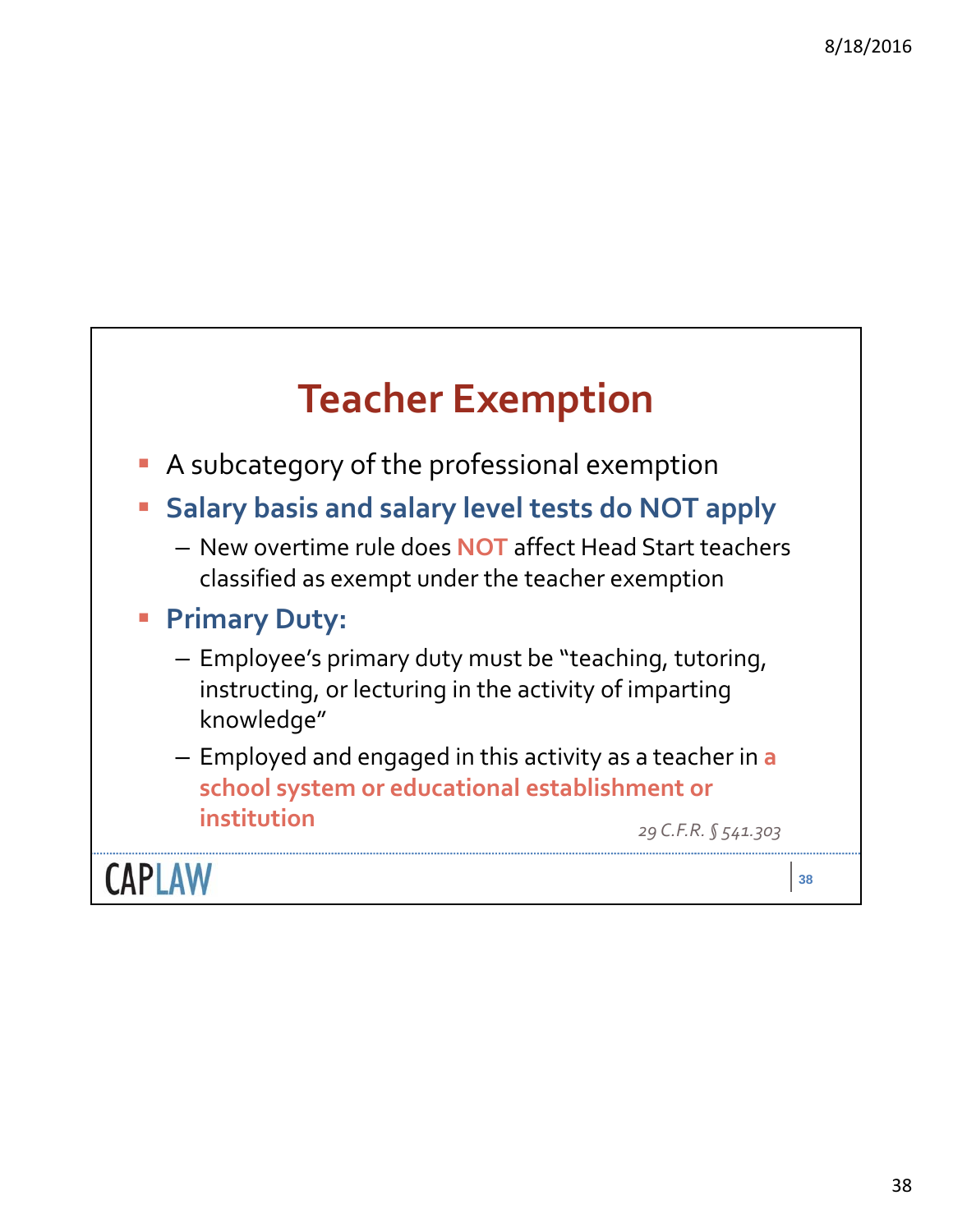# Teacher Exemption

- A subcategory of the professional exemption
- **Salary basis and salary level tests do NOT apply**
  - New overtime rule does **NOT** affect Head Start teachers classified as exempt under the teacher exemption
- **Primary Duty:**
  - Employee's primary duty must be "teaching, tutoring, instructing, or lecturing in the activity of imparting knowledge"
  - Employed and engaged in this activity as a teacher in **a school system or educational establishment or institution**

*29 C.F.R. § 541.303*

CAPLAW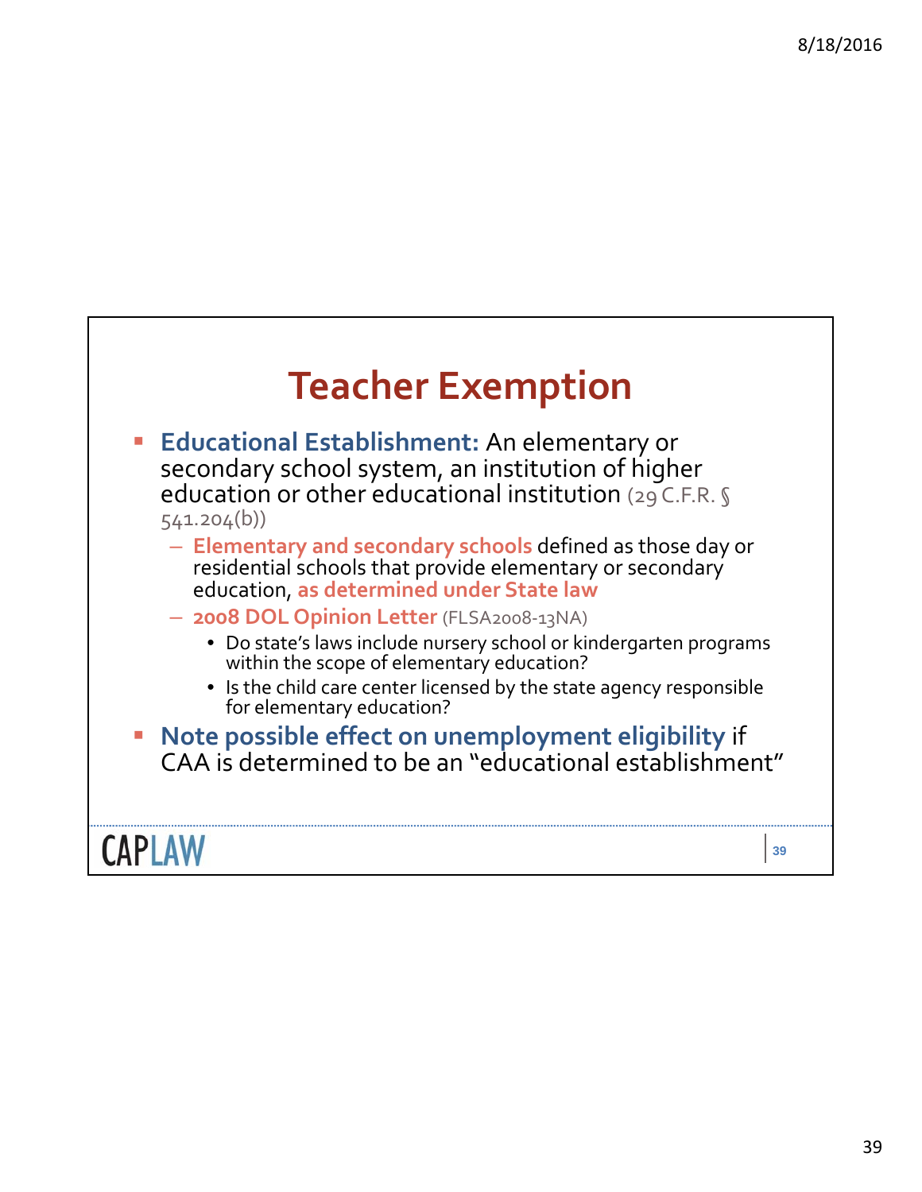# Teacher Exemption

- **Educational Establishment:** An elementary or secondary school system, an institution of higher education or other educational institution (29 C.F.R. § 541.204(b))
  - **Elementary and secondary schools** defined as those day or residential schools that provide elementary or secondary education, **as determined under State law**
  - **2008 DOL Opinion Letter** (FLSA2008-13NA)
    - Do state's laws include nursery school or kindergarten programs within the scope of elementary education?
    - Is the child care center licensed by the state agency responsible for elementary education?
- **Note possible effect on unemployment eligibility** if CAA is determined to be an "educational establishment"

CAPLAW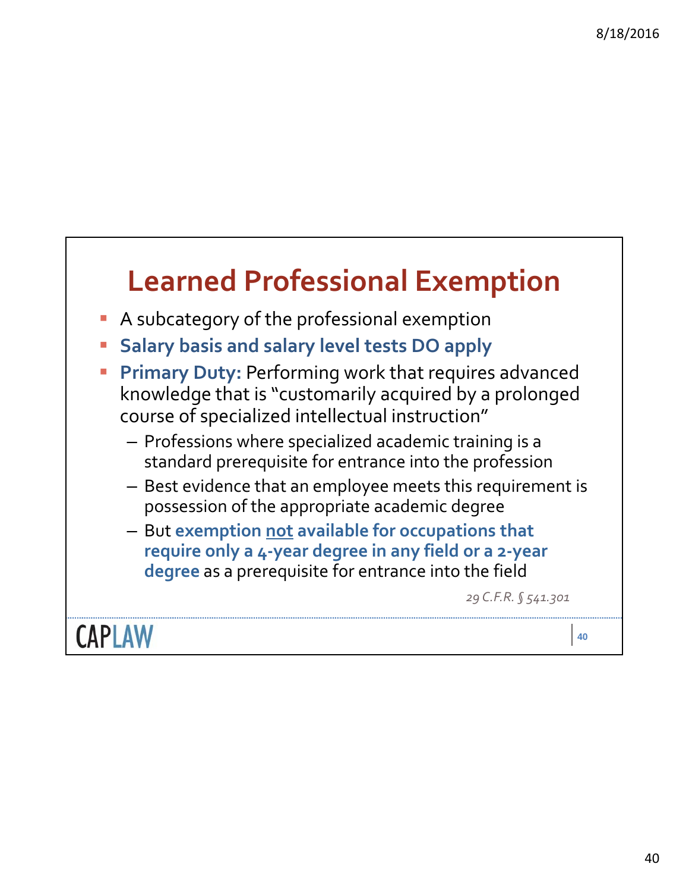# Learned Professional Exemption

- A subcategory of the professional exemption
- **Salary basis and salary level tests DO apply**
- **Primary Duty:** Performing work that requires advanced knowledge that is "customarily acquired by a prolonged course of specialized intellectual instruction"
  - Professions where specialized academic training is a standard prerequisite for entrance into the profession
  - Best evidence that an employee meets this requirement is possession of the appropriate academic degree
  - But **exemption <u>not</u> available for occupations that require only a 4-year degree in any field or a 2-year degree** as a prerequisite for entrance into the field

*29 C.F.R. § 541.301*

CAPLAW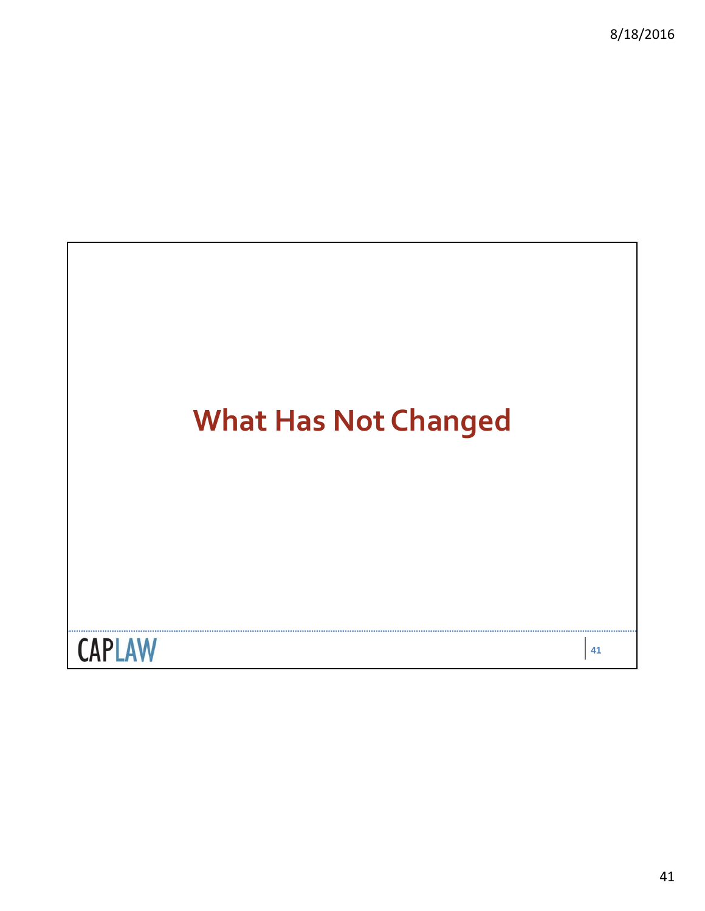# What Has Not Changed

CAPLAW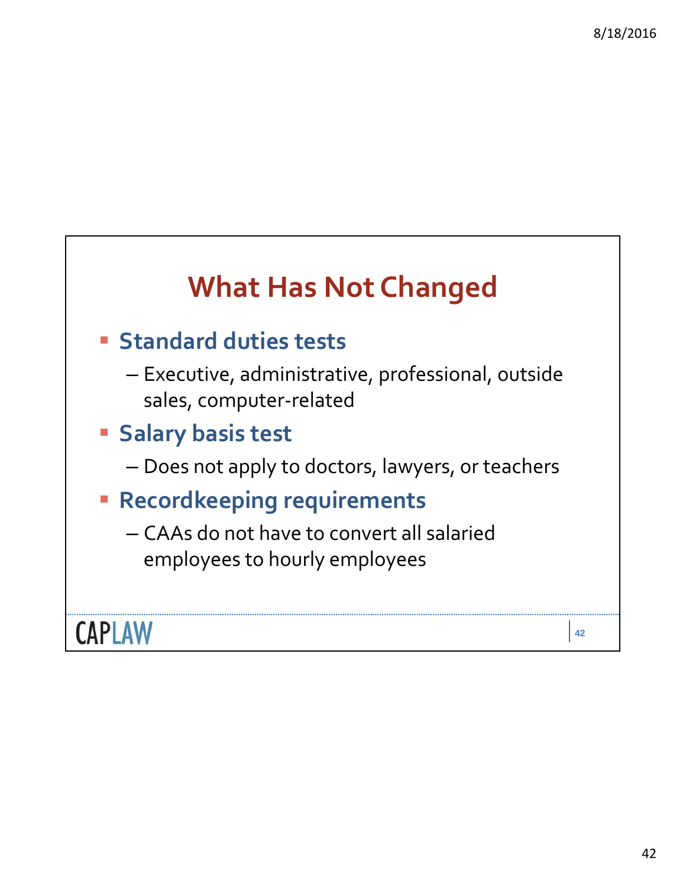# What Has Not Changed

- **Standard duties tests**
  - Executive, administrative, professional, outside sales, computer-related
- **Salary basis test**
  - Does not apply to doctors, lawyers, or teachers
- **Recordkeeping requirements**
  - CAAs do not have to convert all salaried employees to hourly employees

CAPLAW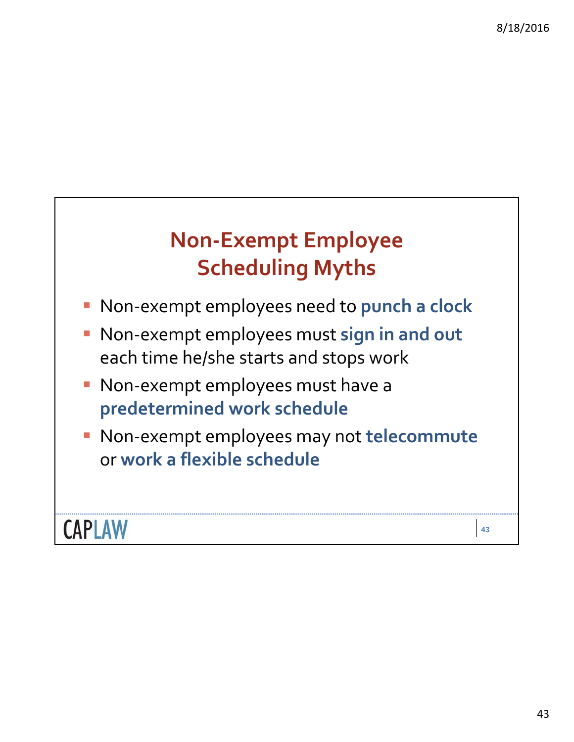# Non-Exempt Employee Scheduling Myths

- Non-exempt employees need to **punch a clock**
- Non-exempt employees must **sign in and out** each time he/she starts and stops work
- Non-exempt employees must have a **predetermined work schedule**
- Non-exempt employees may not **telecommute** or **work a flexible schedule**

CAPLAW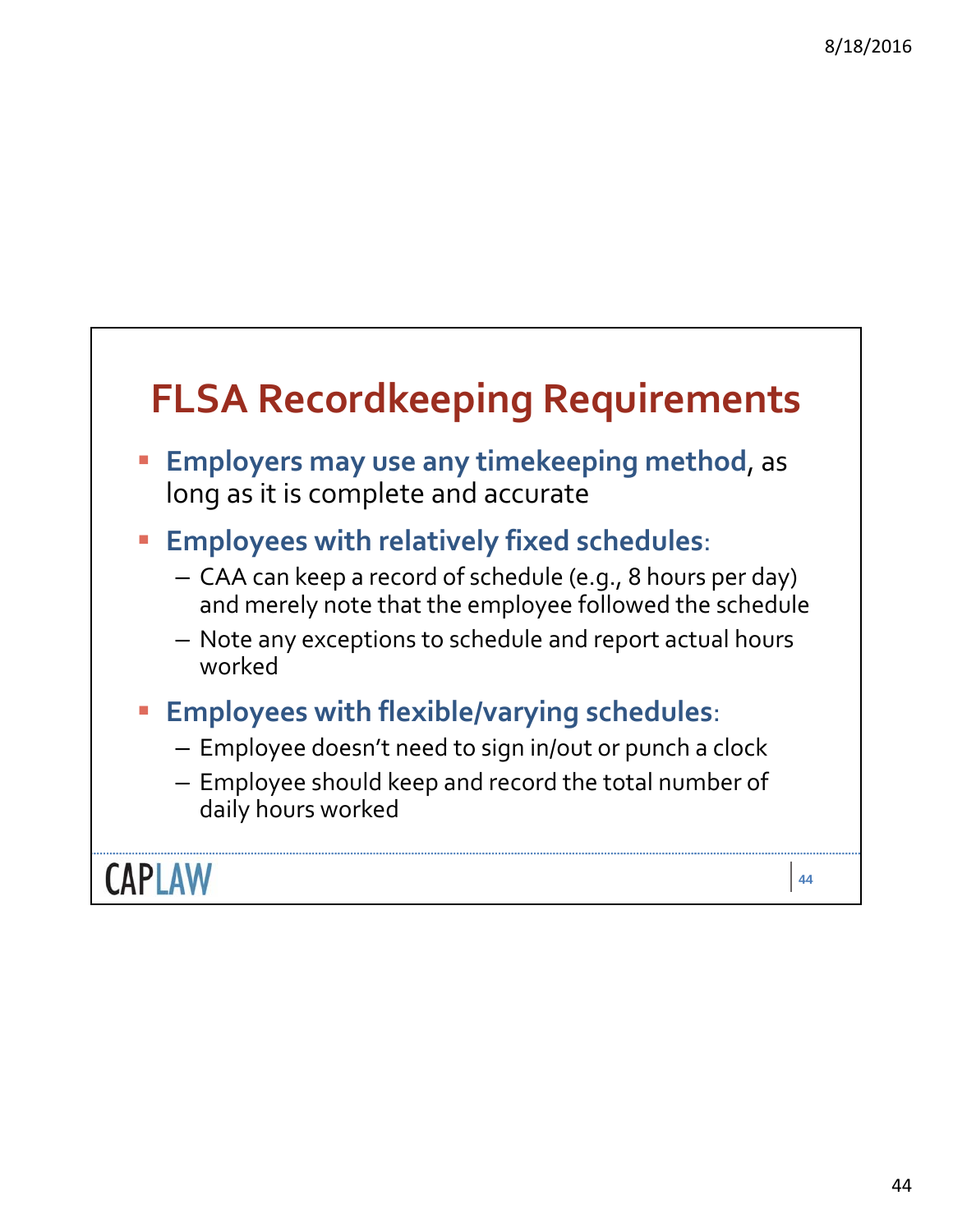# FLSA Recordkeeping Requirements

- **Employers may use any timekeeping method**, as long as it is complete and accurate
- **Employees with relatively fixed schedules**:
  - CAA can keep a record of schedule (e.g., 8 hours per day) and merely note that the employee followed the schedule
  - Note any exceptions to schedule and report actual hours worked
- **Employees with flexible/varying schedules**:
  - Employee doesn't need to sign in/out or punch a clock
  - Employee should keep and record the total number of daily hours worked

CAPLAW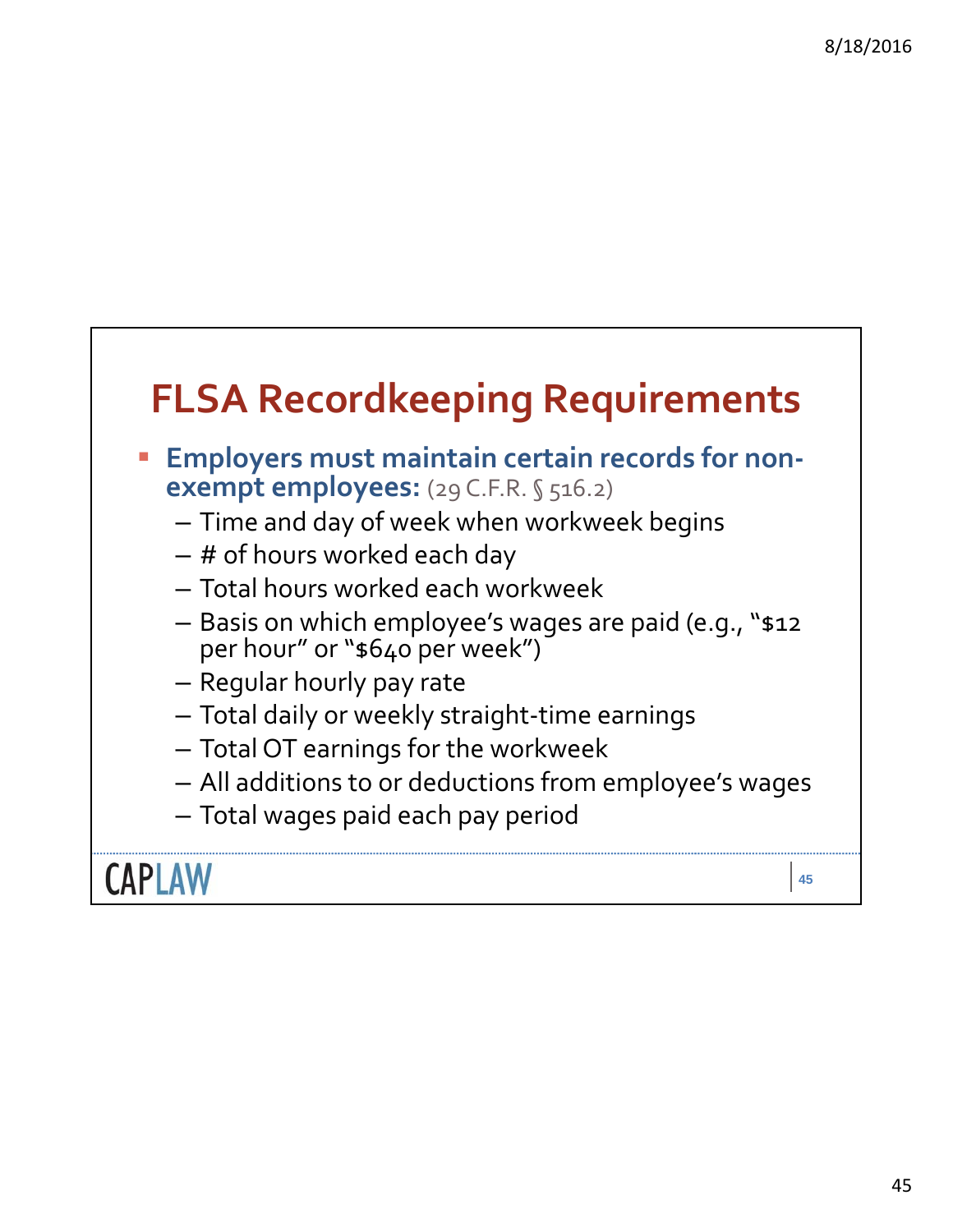# FLSA Recordkeeping Requirements

- **Employers must maintain certain records for non-exempt employees:** (29 C.F.R. § 516.2)
  - Time and day of week when workweek begins
  - # of hours worked each day
  - Total hours worked each workweek
  - Basis on which employee's wages are paid (e.g., "$12 per hour" or "$640 per week")
  - Regular hourly pay rate
  - Total daily or weekly straight-time earnings
  - Total OT earnings for the workweek
  - All additions to or deductions from employee's wages
  - Total wages paid each pay period

CAPLAW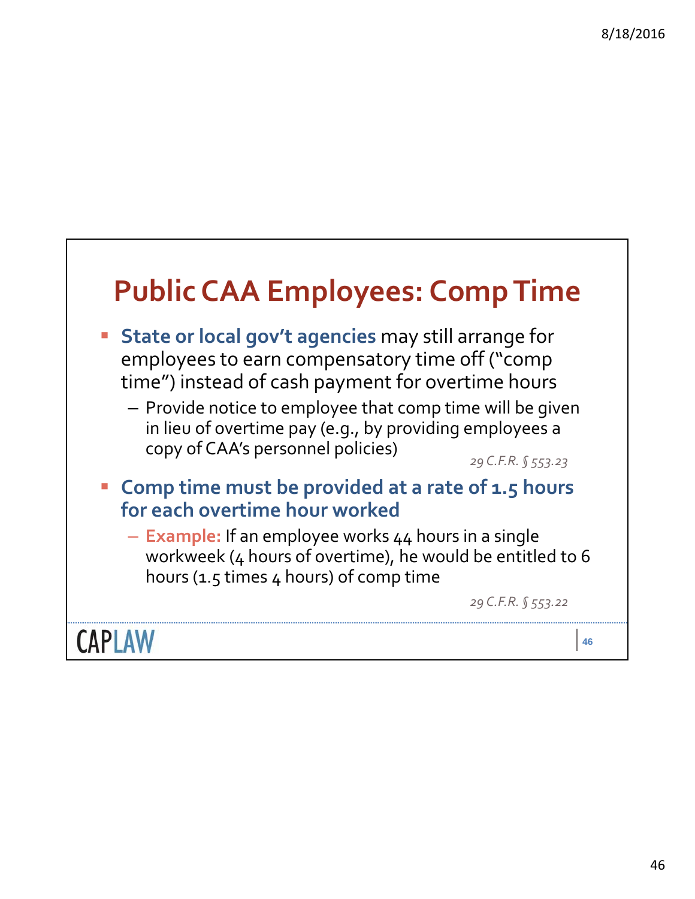# Public CAA Employees: Comp Time

- **State or local gov't agencies** may still arrange for employees to earn compensatory time off ("comp time") instead of cash payment for overtime hours
  - Provide notice to employee that comp time will be given in lieu of overtime pay (e.g., by providing employees a copy of CAA's personnel policies)

    *29 C.F.R. § 553.23*

- **Comp time must be provided at a rate of 1.5 hours for each overtime hour worked**
  - **Example:** If an employee works 44 hours in a single workweek (4 hours of overtime), he would be entitled to 6 hours (1.5 times 4 hours) of comp time

    *29 C.F.R. § 553.22*

CAPLAW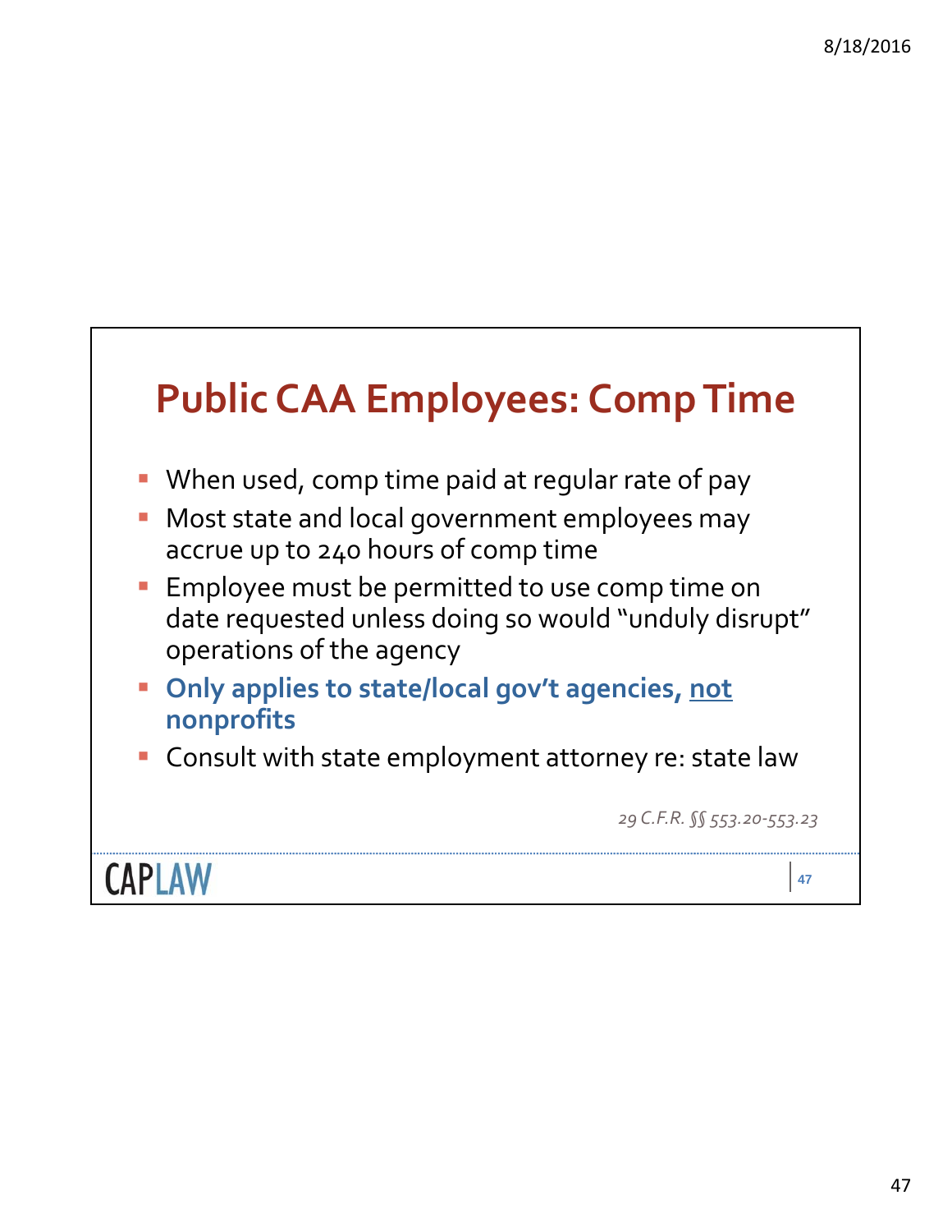# Public CAA Employees: Comp Time

- When used, comp time paid at regular rate of pay
- Most state and local government employees may accrue up to 240 hours of comp time
- Employee must be permitted to use comp time on date requested unless doing so would "unduly disrupt" operations of the agency
- **Only applies to state/local gov't agencies, <u>not</u> nonprofits**
- Consult with state employment attorney re: state law

*29 C.F.R. §§ 553.20-553.23*

CAPLAW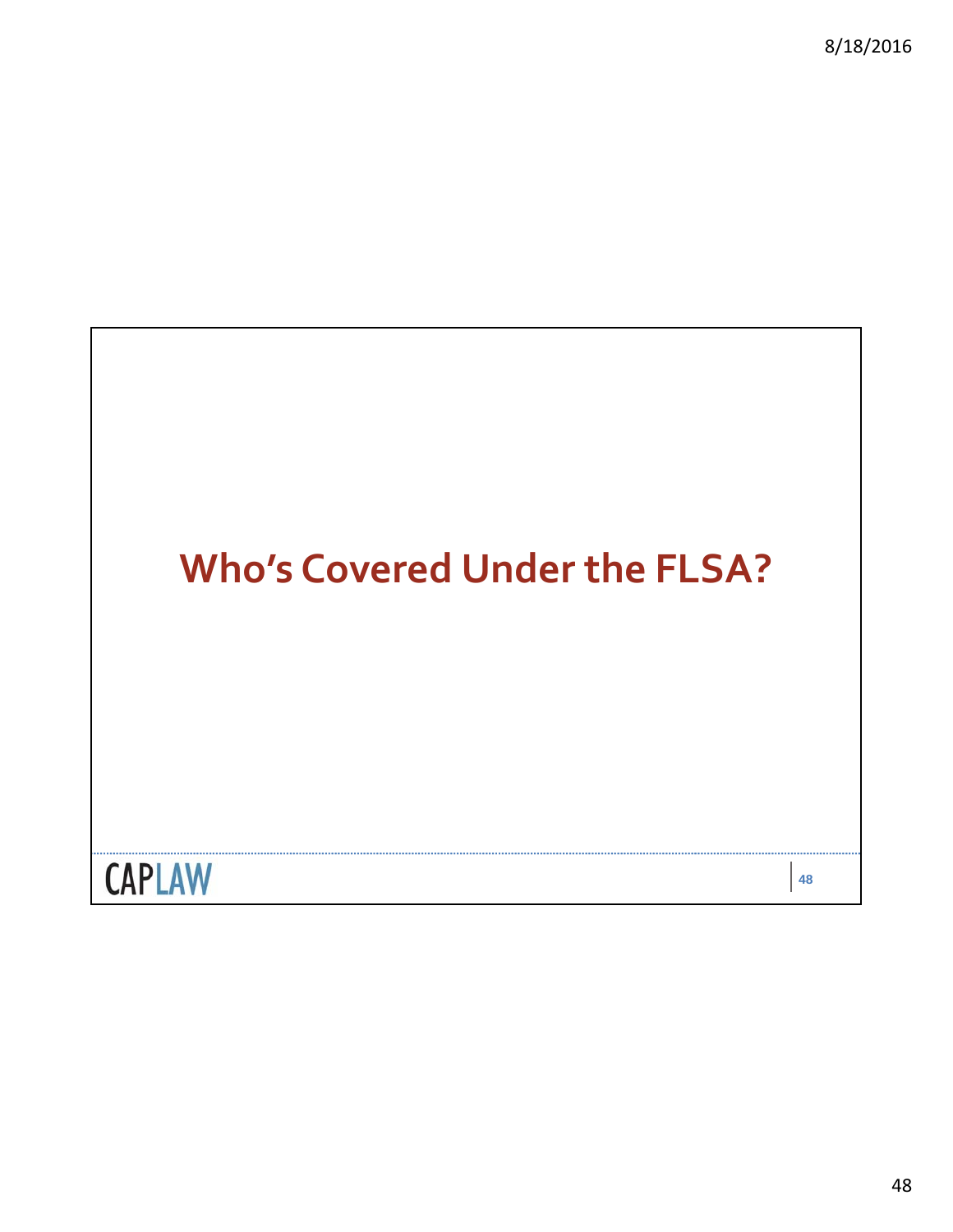# Who's Covered Under the FLSA?

CAPLAW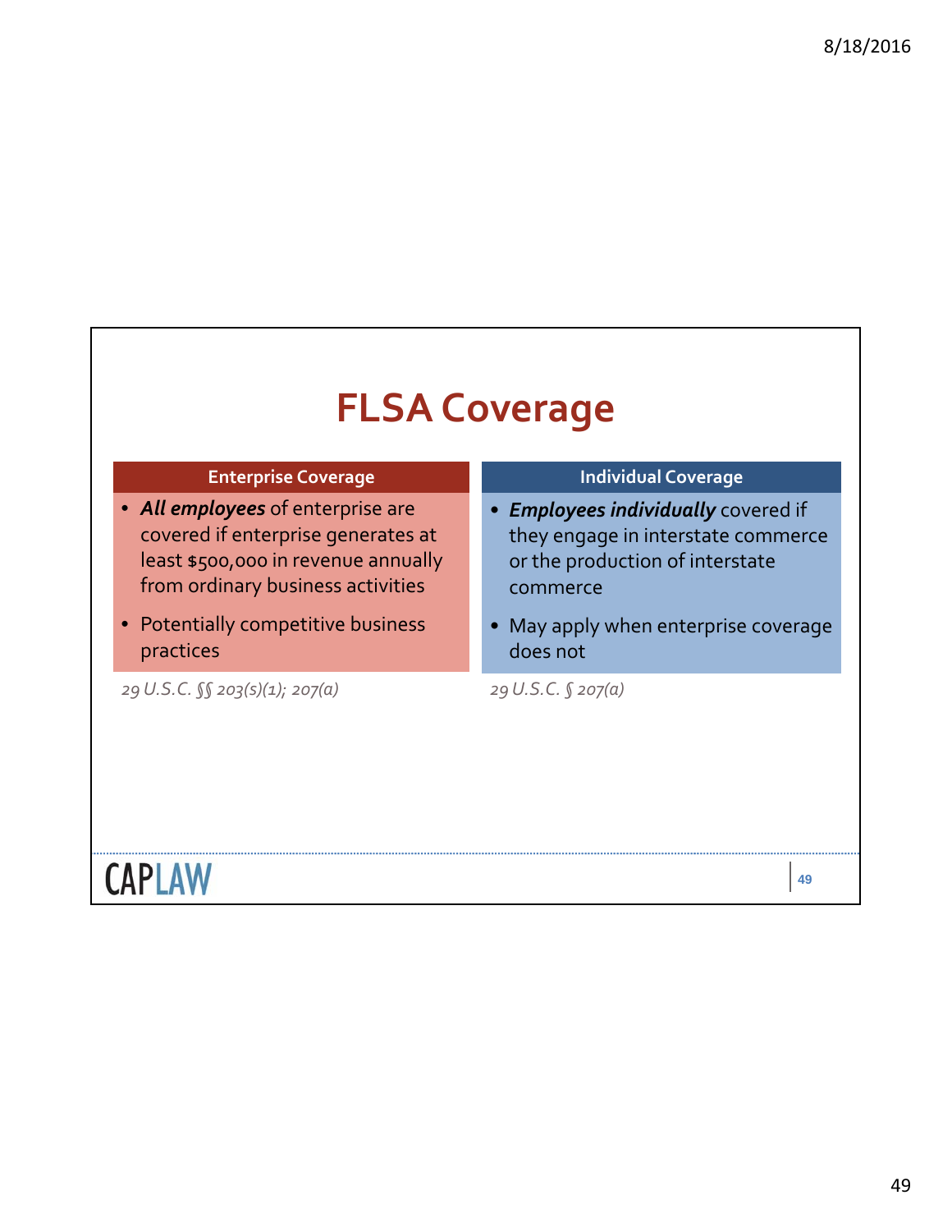# FLSA Coverage

## Enterprise Coverage

- ***All employees*** of enterprise are covered if enterprise generates at least $500,000 in revenue annually from ordinary business activities
- Potentially competitive business practices

*29 U.S.C. §§ 203(s)(1); 207(a)*

## Individual Coverage

- ***Employees individually*** covered if they engage in interstate commerce or the production of interstate commerce
- May apply when enterprise coverage does not

*29 U.S.C. § 207(a)*

CAPLAW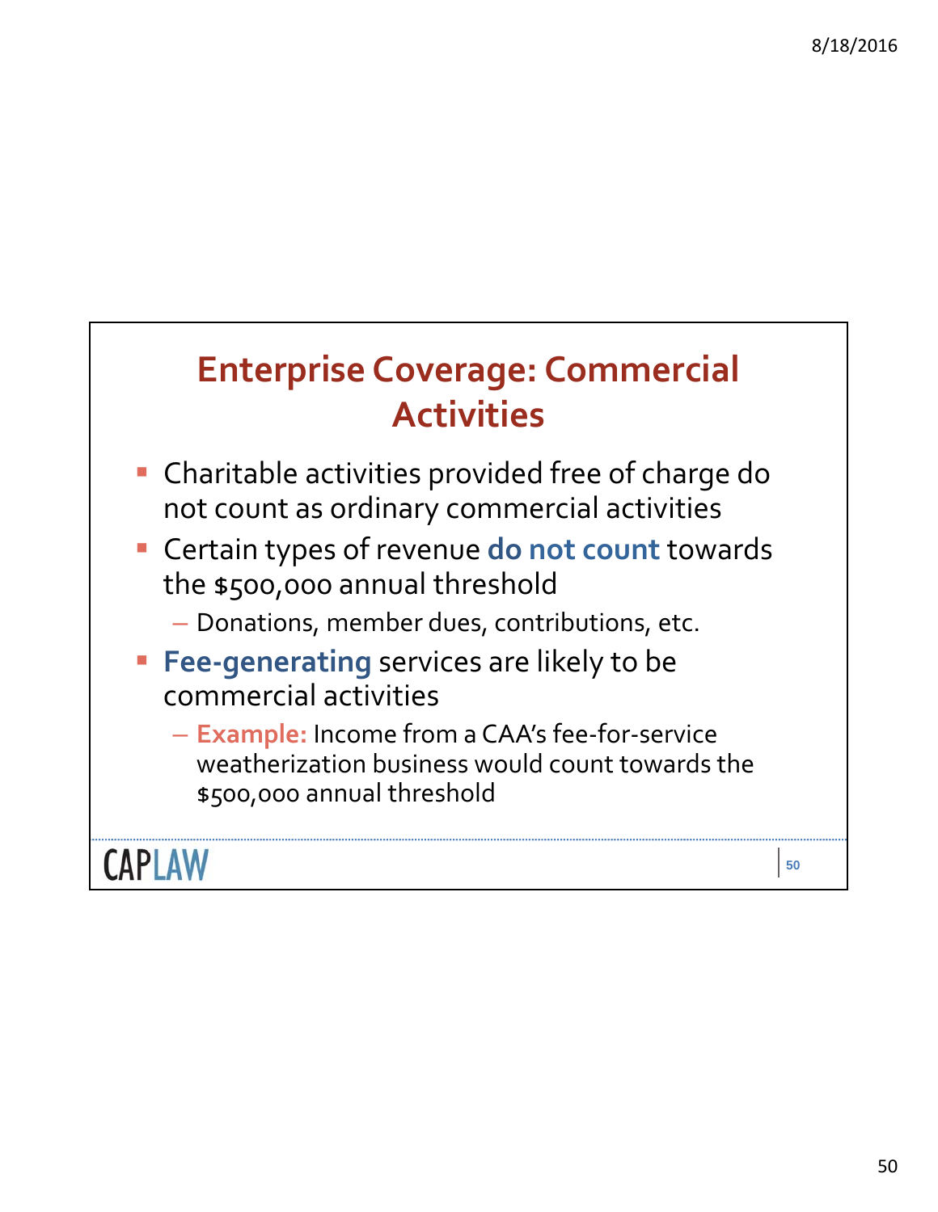## Enterprise Coverage: Commercial Activities

- Charitable activities provided free of charge do not count as ordinary commercial activities
- Certain types of revenue **do not count** towards the $500,000 annual threshold
  - Donations, member dues, contributions, etc.
- **Fee-generating** services are likely to be commercial activities
  - **Example:** Income from a CAA's fee-for-service weatherization business would count towards the $500,000 annual threshold

CAPLAW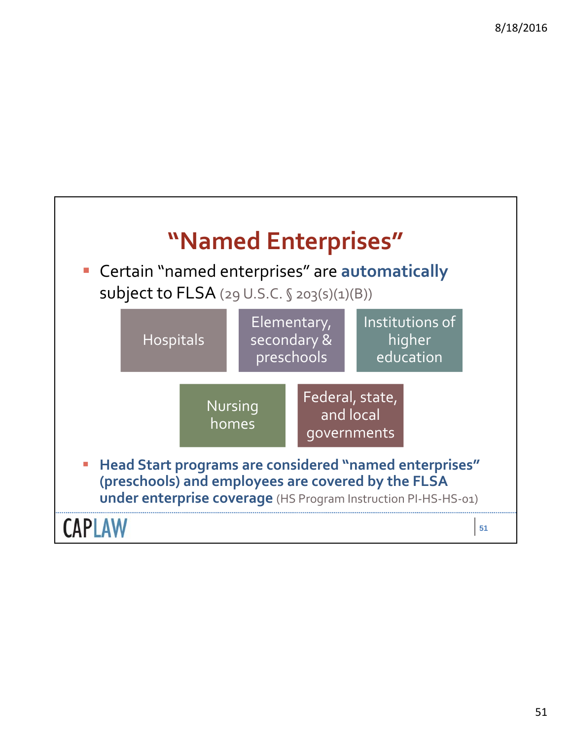# "Named Enterprises"

- Certain "named enterprises" are **automatically** subject to FLSA (29 U.S.C. § 203(s)(1)(B))

  - Hospitals
  - Elementary, secondary & preschools
  - Institutions of higher education
  - Nursing homes
  - Federal, state, and local governments

- **Head Start programs are considered "named enterprises" (preschools) and employees are covered by the FLSA under enterprise coverage** (HS Program Instruction PI-HS-HS-01)

CAPLAW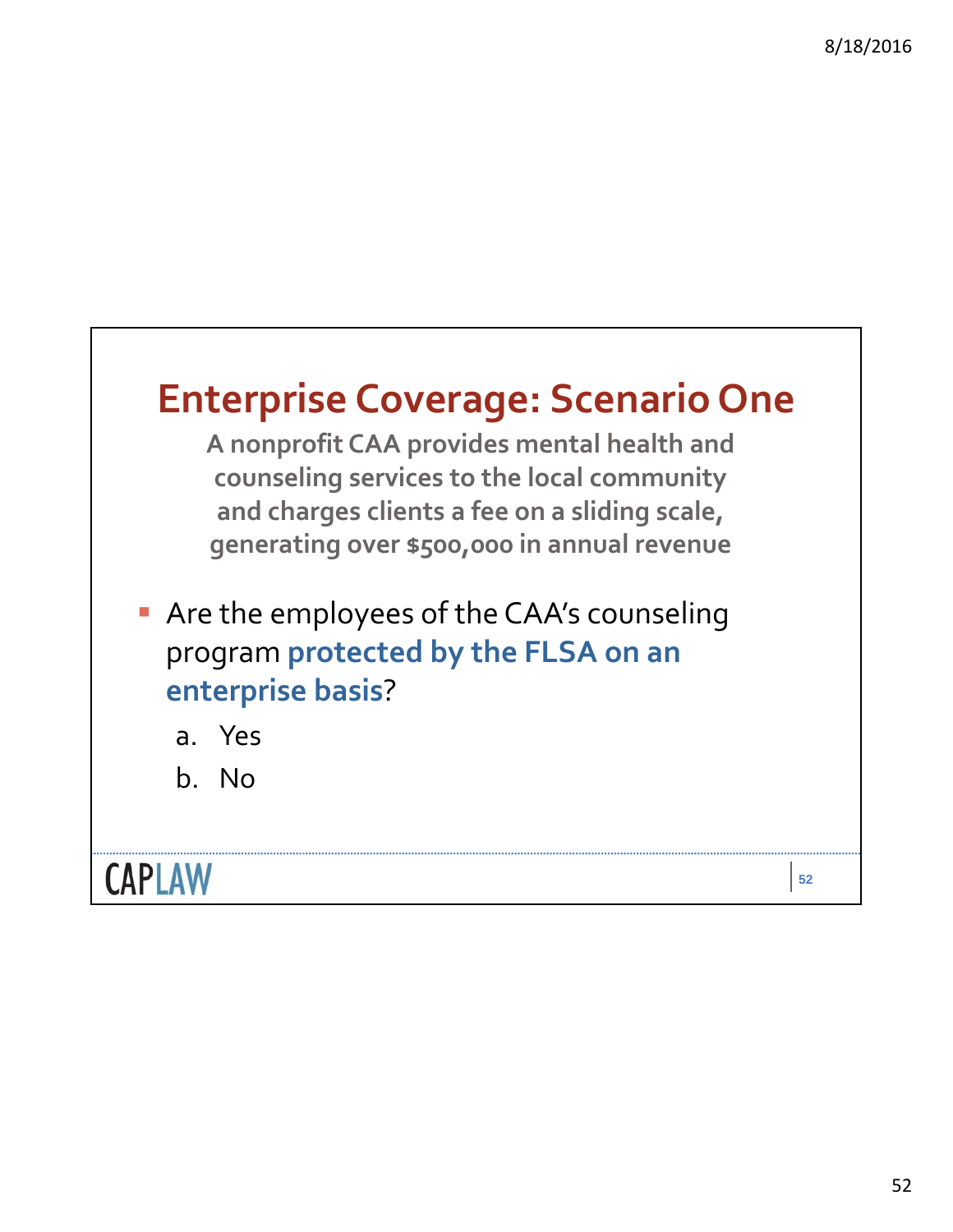# Enterprise Coverage: Scenario One

**A nonprofit CAA provides mental health and counseling services to the local community and charges clients a fee on a sliding scale, generating over $500,000 in annual revenue**

- Are the employees of the CAA's counseling program **protected by the FLSA on an enterprise basis**?
  a. Yes
  b. No

CAPLAW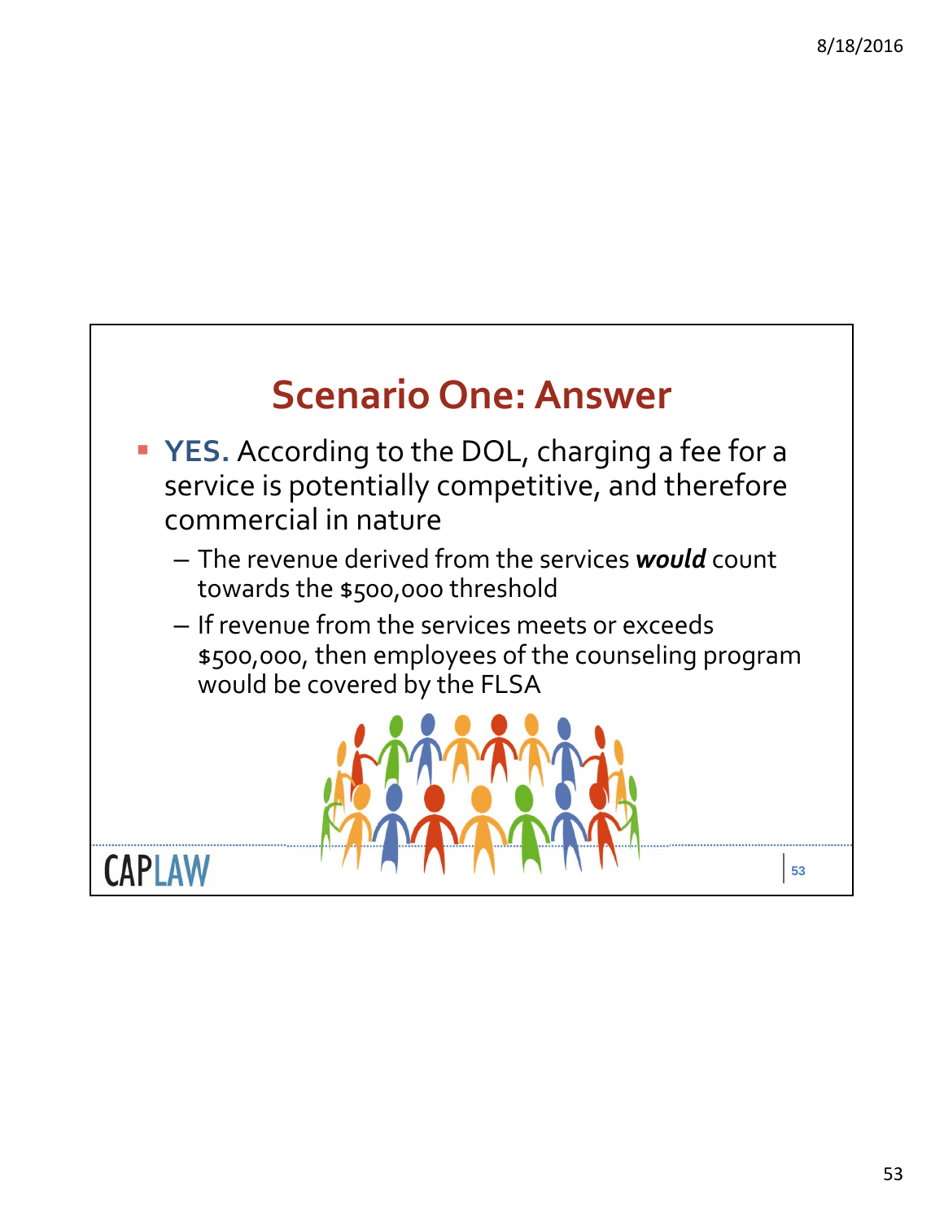# Scenario One: Answer

- **YES.** According to the DOL, charging a fee for a service is potentially competitive, and therefore commercial in nature
  - The revenue derived from the services ***would*** count towards the $500,000 threshold
  - If revenue from the services meets or exceeds $500,000, then employees of the counseling program would be covered by the FLSA

CAPLAW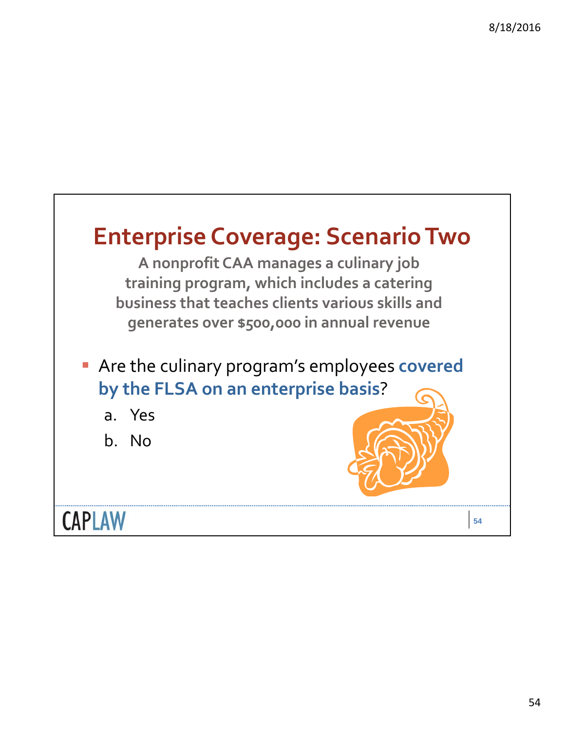# Enterprise Coverage: Scenario Two

**A nonprofit CAA manages a culinary job training program, which includes a catering business that teaches clients various skills and generates over $500,000 in annual revenue**

- Are the culinary program's employees **covered by the FLSA on an enterprise basis**?
  a. Yes
  b. No

CAPLAW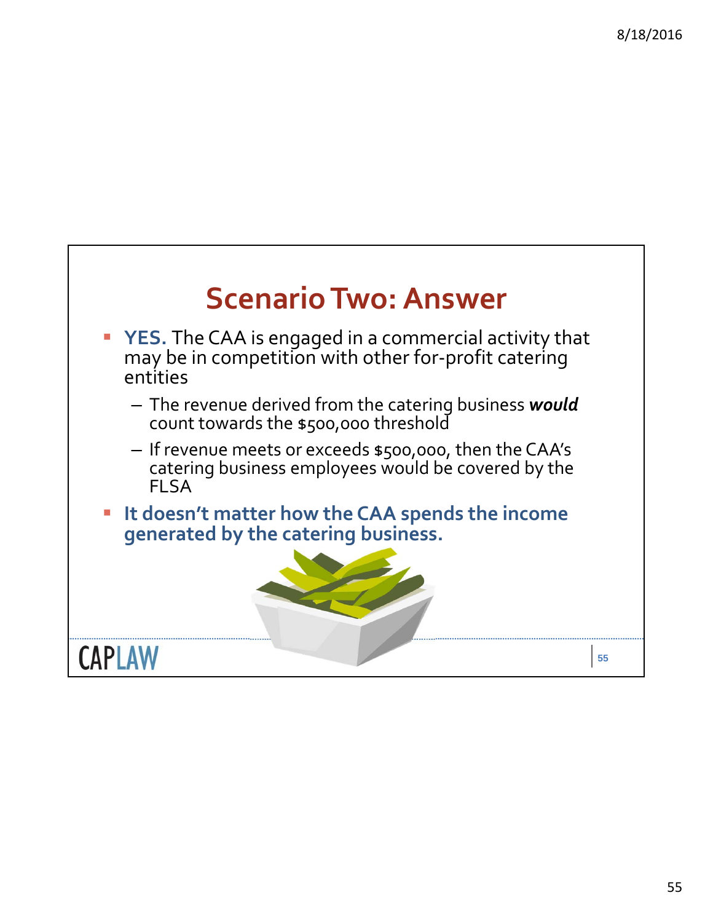# Scenario Two: Answer

- **YES.** The CAA is engaged in a commercial activity that may be in competition with other for-profit catering entities
  - The revenue derived from the catering business ***would*** count towards the $500,000 threshold
  - If revenue meets or exceeds $500,000, then the CAA's catering business employees would be covered by the FLSA
- **It doesn't matter how the CAA spends the income generated by the catering business.**

CAPLAW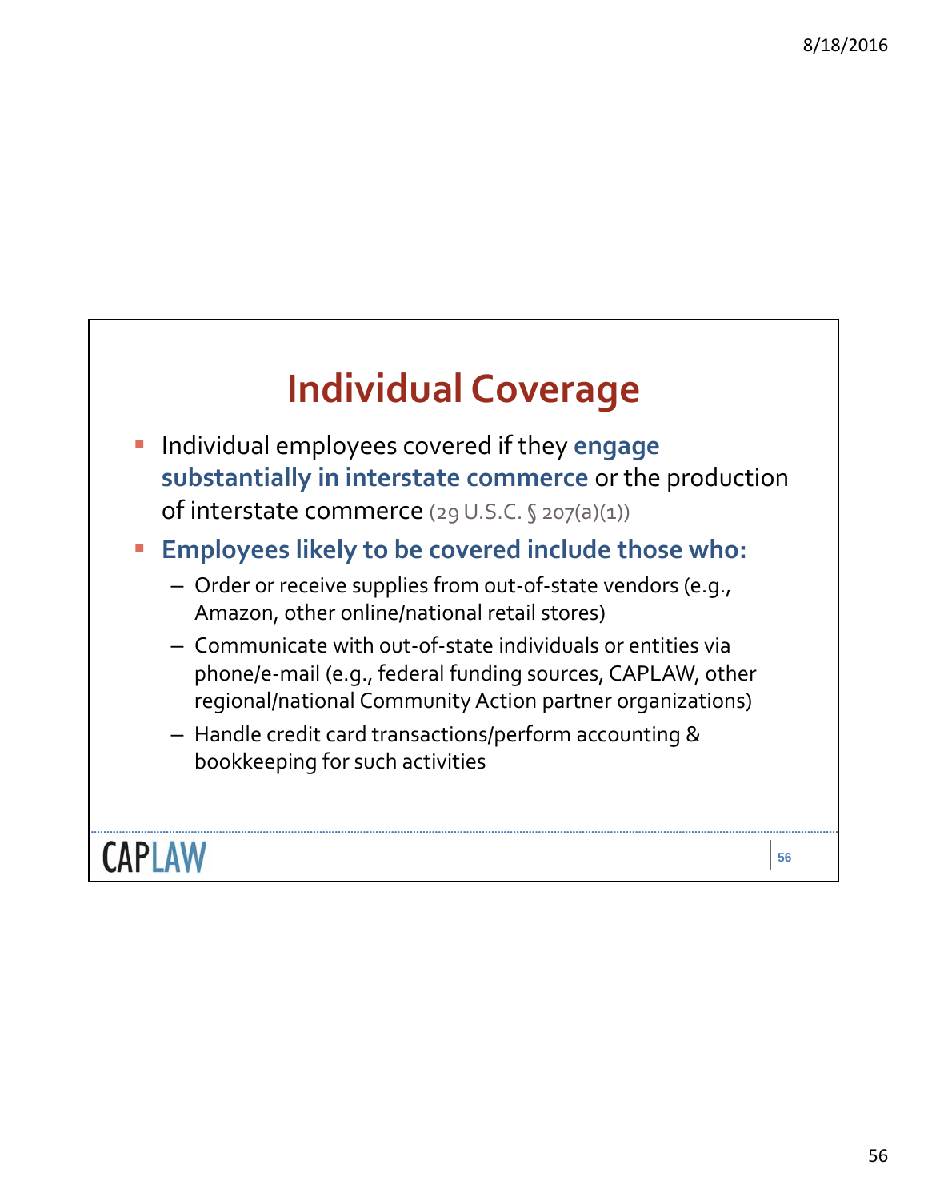# Individual Coverage

- Individual employees covered if they **engage substantially in interstate commerce** or the production of interstate commerce (29 U.S.C. § 207(a)(1))
- **Employees likely to be covered include those who:**
  - Order or receive supplies from out-of-state vendors (e.g., Amazon, other online/national retail stores)
  - Communicate with out-of-state individuals or entities via phone/e-mail (e.g., federal funding sources, CAPLAW, other regional/national Community Action partner organizations)
  - Handle credit card transactions/perform accounting & bookkeeping for such activities

CAPLAW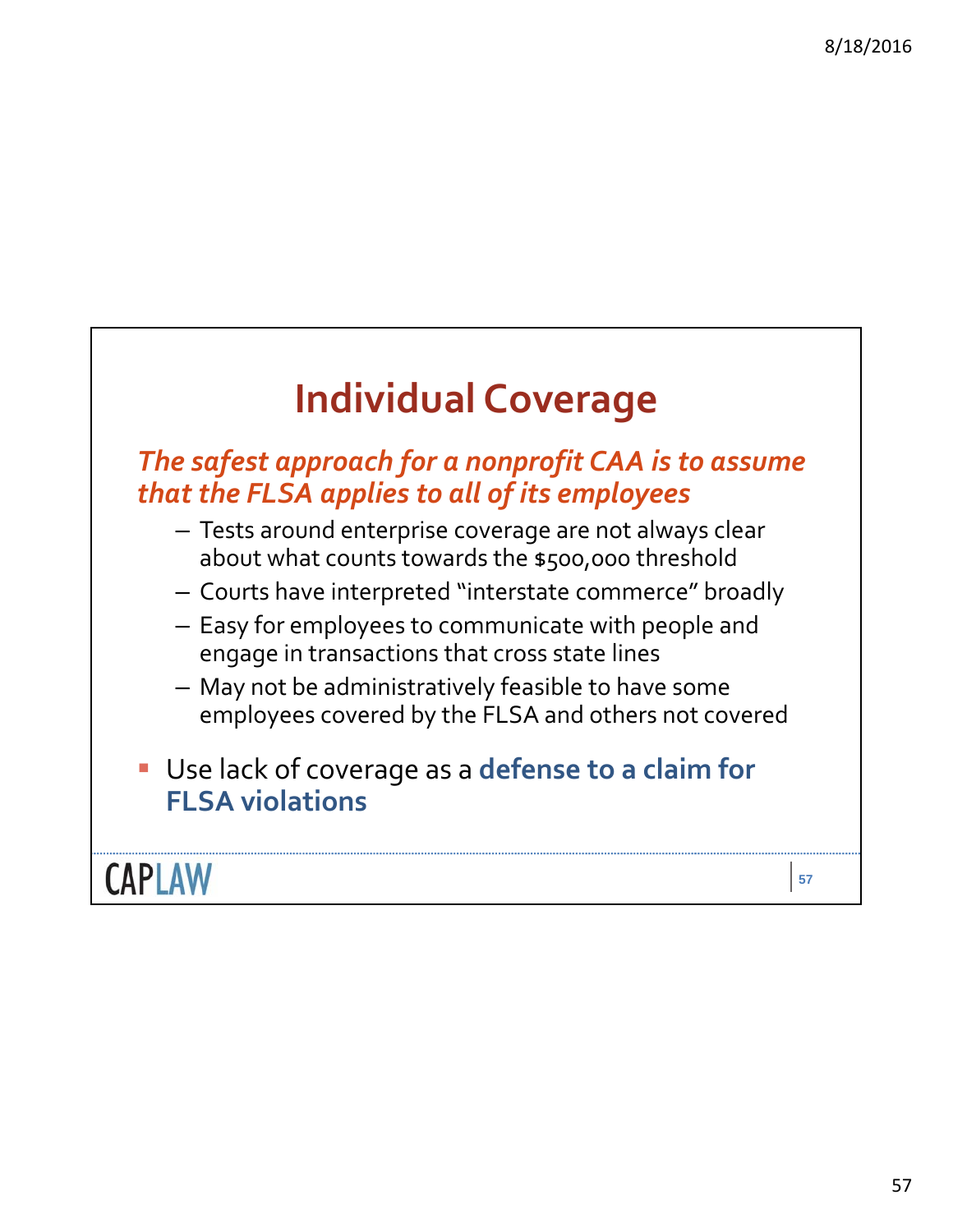# Individual Coverage

***The safest approach for a nonprofit CAA is to assume that the FLSA applies to all of its employees***

- Tests around enterprise coverage are not always clear about what counts towards the $500,000 threshold
- Courts have interpreted “interstate commerce” broadly
- Easy for employees to communicate with people and engage in transactions that cross state lines
- May not be administratively feasible to have some employees covered by the FLSA and others not covered

- Use lack of coverage as a **defense to a claim for FLSA violations**

CAPLAW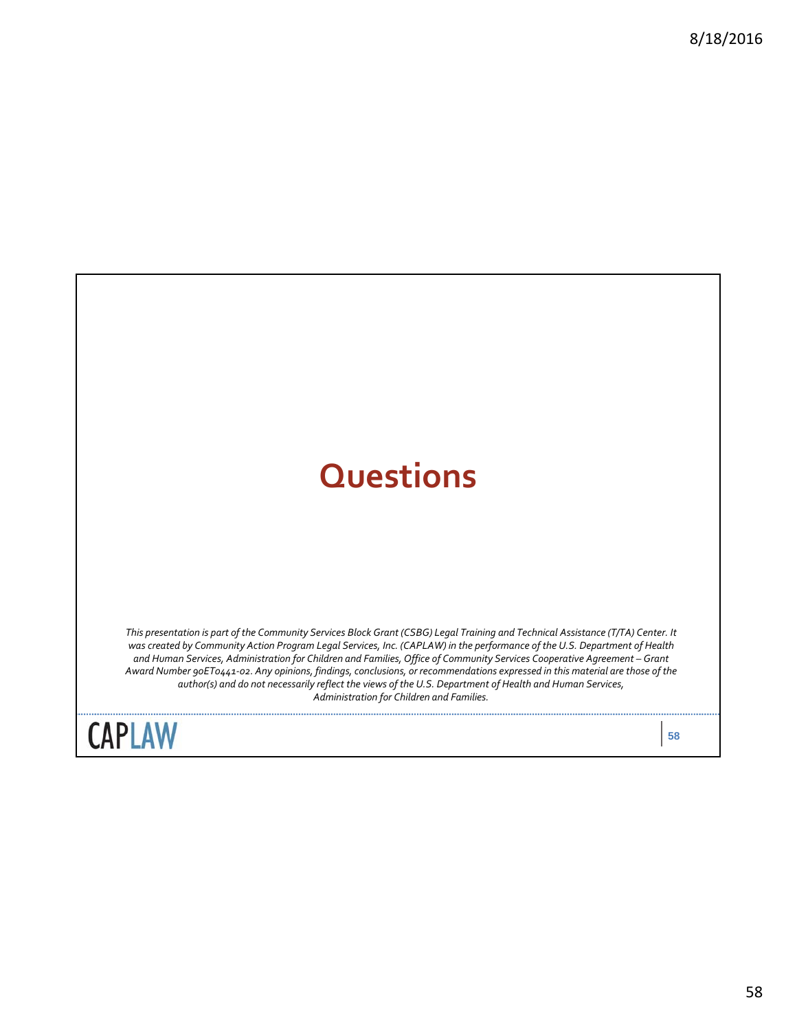# Questions

*This presentation is part of the Community Services Block Grant (CSBG) Legal Training and Technical Assistance (T/TA) Center. It was created by Community Action Program Legal Services, Inc. (CAPLAW) in the performance of the U.S. Department of Health and Human Services, Administration for Children and Families, Office of Community Services Cooperative Agreement – Grant Award Number 90ET0441-02. Any opinions, findings, conclusions, or recommendations expressed in this material are those of the author(s) and do not necessarily reflect the views of the U.S. Department of Health and Human Services, Administration for Children and Families.*

CAPLAW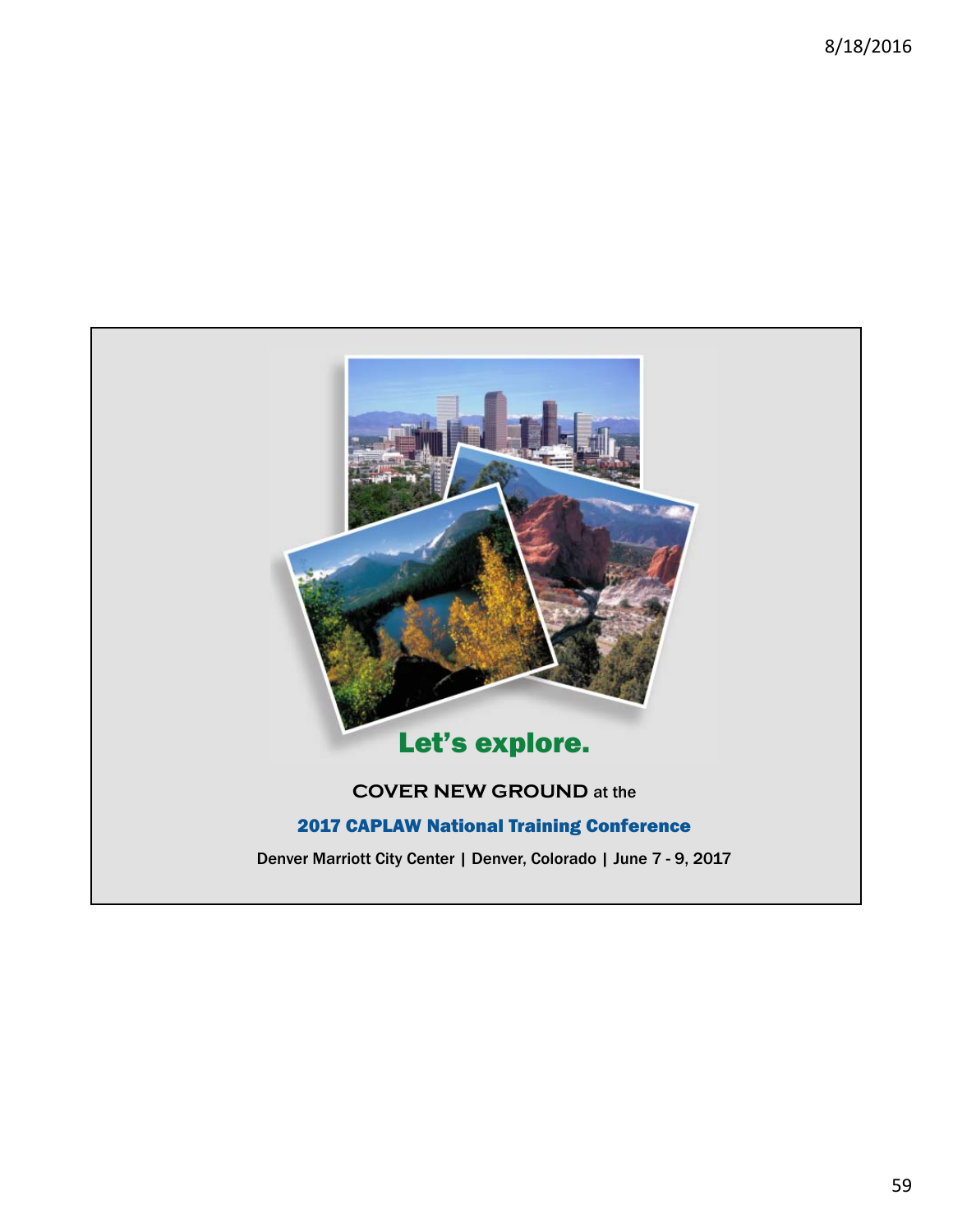Let's explore.

**COVER NEW GROUND** at the

**2017 CAPLAW National Training Conference**

Denver Marriott City Center | Denver, Colorado | June 7 - 9, 2017